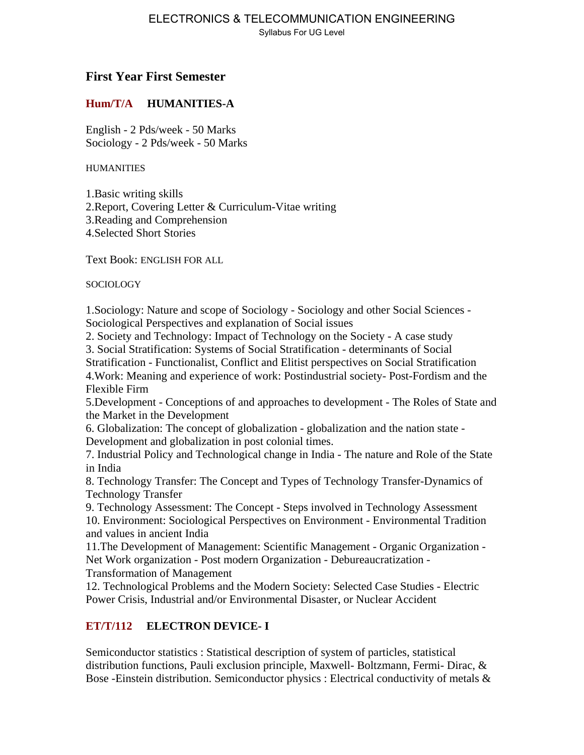# First Year First Semester

## Hum/T/A HUMANITIES-A

English - 2 Pds/week - 50 Marks
Sociology - 2 Pds/week - 50 Marks

HUMANITIES

1.Basic writing skills
2.Report, Covering Letter & Curriculum-Vitae writing
3.Reading and Comprehension
4.Selected Short Stories

Text Book: ENGLISH FOR ALL

SOCIOLOGY

1.Sociology: Nature and scope of Sociology - Sociology and other Social Sciences - Sociological Perspectives and explanation of Social issues
2. Society and Technology: Impact of Technology on the Society - A case study
3. Social Stratification: Systems of Social Stratification - determinants of Social Stratification - Functionalist, Conflict and Elitist perspectives on Social Stratification
4.Work: Meaning and experience of work: Postindustrial society- Post-Fordism and the Flexible Firm
5.Development - Conceptions of and approaches to development - The Roles of State and the Market in the Development
6. Globalization: The concept of globalization - globalization and the nation state - Development and globalization in post colonial times.
7. Industrial Policy and Technological change in India - The nature and Role of the State in India
8. Technology Transfer: The Concept and Types of Technology Transfer-Dynamics of Technology Transfer
9. Technology Assessment: The Concept - Steps involved in Technology Assessment
10. Environment: Sociological Perspectives on Environment - Environmental Tradition and values in ancient India
11.The Development of Management: Scientific Management - Organic Organization - Net Work organization - Post modern Organization - Debureaucratization - Transformation of Management
12. Technological Problems and the Modern Society: Selected Case Studies - Electric Power Crisis, Industrial and/or Environmental Disaster, or Nuclear Accident

## ET/T/112 ELECTRON DEVICE- I

Semiconductor statistics : Statistical description of system of particles, statistical distribution functions, Pauli exclusion principle, Maxwell- Boltzmann, Fermi- Dirac, & Bose -Einstein distribution. Semiconductor physics : Electrical conductivity of metals &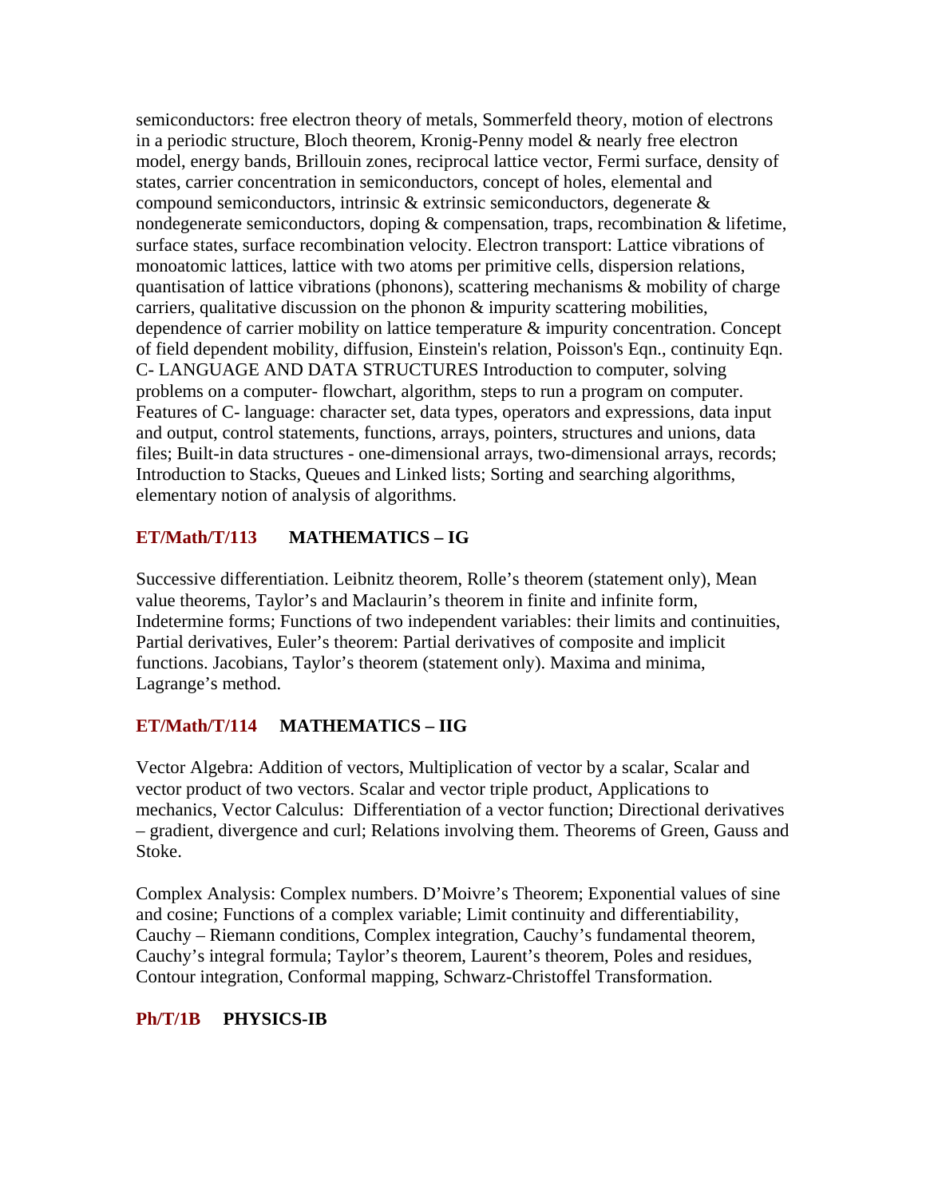semiconductors: free electron theory of metals, Sommerfeld theory, motion of electrons in a periodic structure, Bloch theorem, Kronig-Penny model & nearly free electron model, energy bands, Brillouin zones, reciprocal lattice vector, Fermi surface, density of states, carrier concentration in semiconductors, concept of holes, elemental and compound semiconductors, intrinsic & extrinsic semiconductors, degenerate & nondegenerate semiconductors, doping & compensation, traps, recombination & lifetime, surface states, surface recombination velocity. Electron transport: Lattice vibrations of monoatomic lattices, lattice with two atoms per primitive cells, dispersion relations, quantisation of lattice vibrations (phonons), scattering mechanisms & mobility of charge carriers, qualitative discussion on the phonon & impurity scattering mobilities, dependence of carrier mobility on lattice temperature & impurity concentration. Concept of field dependent mobility, diffusion, Einstein's relation, Poisson's Eqn., continuity Eqn. C- LANGUAGE AND DATA STRUCTURES Introduction to computer, solving problems on a computer- flowchart, algorithm, steps to run a program on computer. Features of C- language: character set, data types, operators and expressions, data input and output, control statements, functions, arrays, pointers, structures and unions, data files; Built-in data structures - one-dimensional arrays, two-dimensional arrays, records; Introduction to Stacks, Queues and Linked lists; Sorting and searching algorithms, elementary notion of analysis of algorithms.

## ET/Math/T/113 MATHEMATICS – IG

Successive differentiation. Leibnitz theorem, Rolle's theorem (statement only), Mean value theorems, Taylor's and Maclaurin's theorem in finite and infinite form, Indeterminate forms; Functions of two independent variables: their limits and continuities, Partial derivatives, Euler's theorem: Partial derivatives of composite and implicit functions. Jacobians, Taylor's theorem (statement only). Maxima and minima, Lagrange's method.

## ET/Math/T/114 MATHEMATICS – IIG

Vector Algebra: Addition of vectors, Multiplication of vector by a scalar, Scalar and vector product of two vectors. Scalar and vector triple product, Applications to mechanics, Vector Calculus: Differentiation of a vector function; Directional derivatives – gradient, divergence and curl; Relations involving them. Theorems of Green, Gauss and Stoke.

Complex Analysis: Complex numbers. D'Moivre's Theorem; Exponential values of sine and cosine; Functions of a complex variable; Limit continuity and differentiability, Cauchy – Riemann conditions, Complex integration, Cauchy's fundamental theorem, Cauchy's integral formula; Taylor's theorem, Laurent's theorem, Poles and residues, Contour integration, Conformal mapping, Schwarz-Christoffel Transformation.

## Ph/T/1B PHYSICS-IB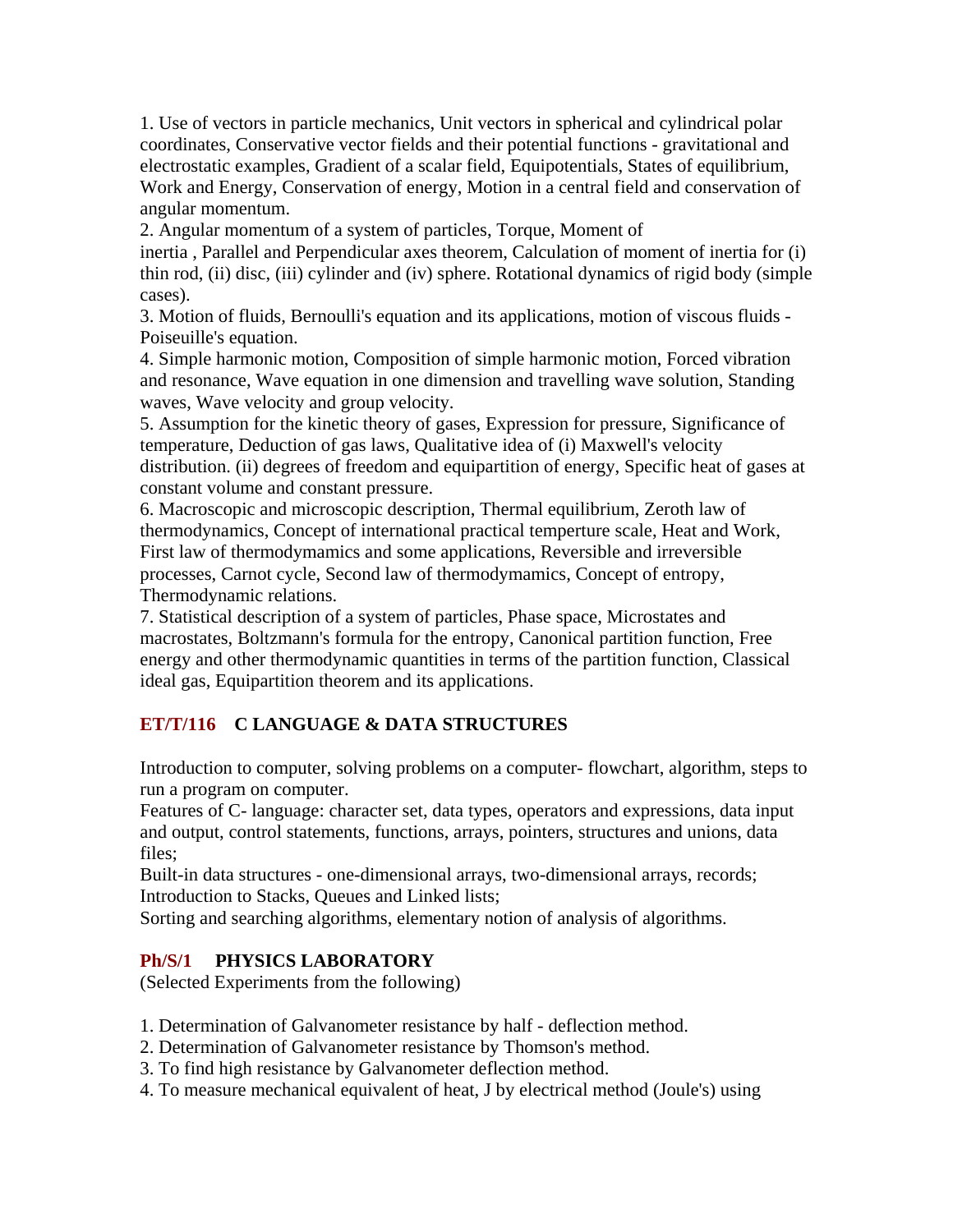1. Use of vectors in particle mechanics, Unit vectors in spherical and cylindrical polar coordinates, Conservative vector fields and their potential functions - gravitational and electrostatic examples, Gradient of a scalar field, Equipotentials, States of equilibrium, Work and Energy, Conservation of energy, Motion in a central field and conservation of angular momentum.
2. Angular momentum of a system of particles, Torque, Moment of inertia , Parallel and Perpendicular axes theorem, Calculation of moment of inertia for (i) thin rod, (ii) disc, (iii) cylinder and (iv) sphere. Rotational dynamics of rigid body (simple cases).
3. Motion of fluids, Bernoulli's equation and its applications, motion of viscous fluids - Poiseuille's equation.
4. Simple harmonic motion, Composition of simple harmonic motion, Forced vibration and resonance, Wave equation in one dimension and travelling wave solution, Standing waves, Wave velocity and group velocity.
5. Assumption for the kinetic theory of gases, Expression for pressure, Significance of temperature, Deduction of gas laws, Qualitative idea of (i) Maxwell's velocity distribution. (ii) degrees of freedom and equipartition of energy, Specific heat of gases at constant volume and constant pressure.
6. Macroscopic and microscopic description, Thermal equilibrium, Zeroth law of thermodynamics, Concept of international practical temperture scale, Heat and Work, First law of thermodymamics and some applications, Reversible and irreversible processes, Carnot cycle, Second law of thermodymamics, Concept of entropy, Thermodynamic relations.
7. Statistical description of a system of particles, Phase space, Microstates and macrostates, Boltzmann's formula for the entropy, Canonical partition function, Free energy and other thermodynamic quantities in terms of the partition function, Classical ideal gas, Equipartition theorem and its applications.

### ET/T/116 C LANGUAGE & DATA STRUCTURES

Introduction to computer, solving problems on a computer- flowchart, algorithm, steps to run a program on computer.

Features of C- language: character set, data types, operators and expressions, data input and output, control statements, functions, arrays, pointers, structures and unions, data files;

Built-in data structures - one-dimensional arrays, two-dimensional arrays, records; Introduction to Stacks, Queues and Linked lists;

Sorting and searching algorithms, elementary notion of analysis of algorithms.

### Ph/S/1 PHYSICS LABORATORY

(Selected Experiments from the following)

1. Determination of Galvanometer resistance by half - deflection method.
2. Determination of Galvanometer resistance by Thomson's method.
3. To find high resistance by Galvanometer deflection method.
4. To measure mechanical equivalent of heat, J by electrical method (Joule's) using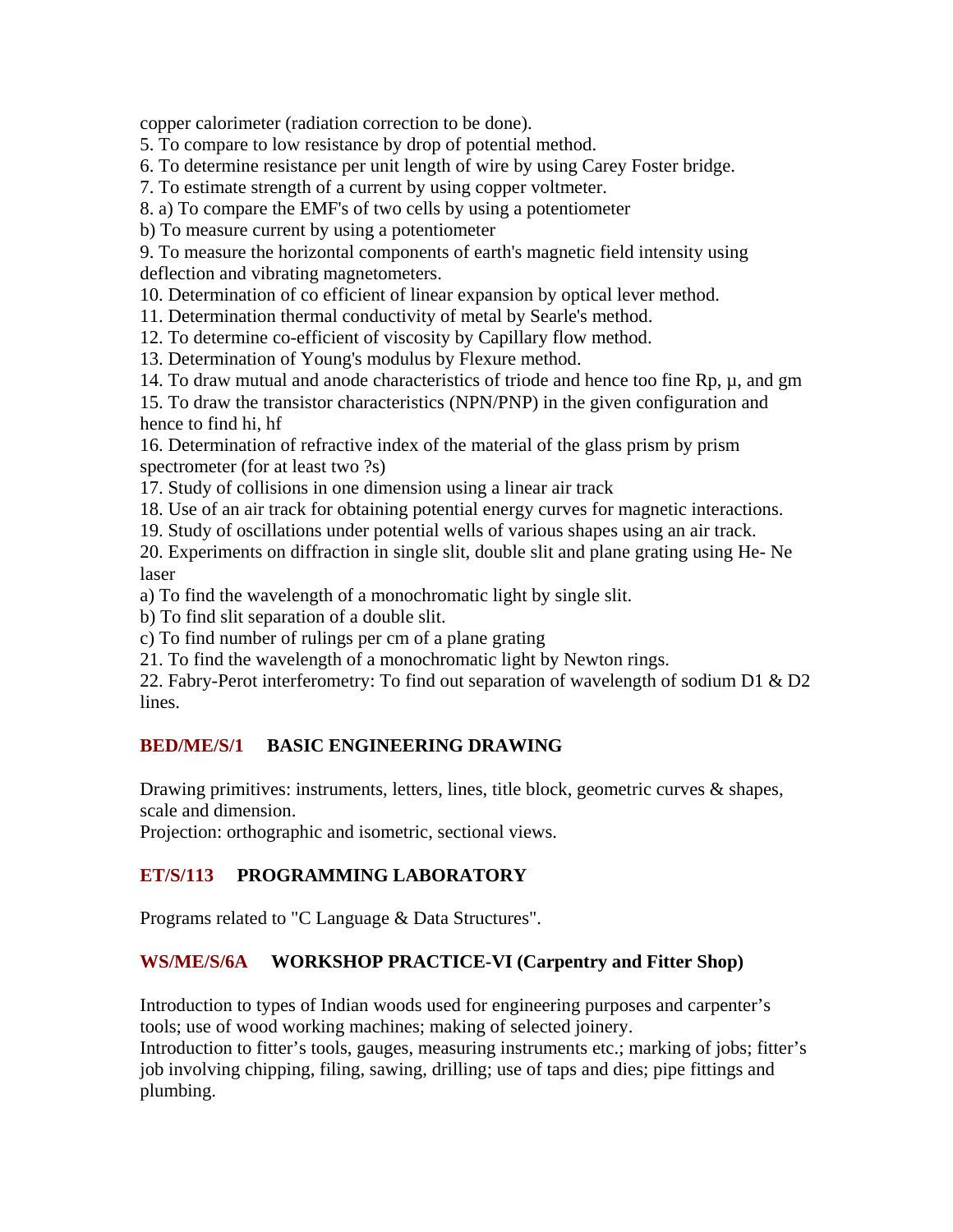copper calorimeter (radiation correction to be done).

5. To compare to low resistance by drop of potential method.
6. To determine resistance per unit length of wire by using Carey Foster bridge.
7. To estimate strength of a current by using copper voltmeter.
8. a) To compare the EMF's of two cells by using a potentiometer

b) To measure current by using a potentiometer

9. To measure the horizontal components of earth's magnetic field intensity using deflection and vibrating magnetometers.
10. Determination of co efficient of linear expansion by optical lever method.
11. Determination thermal conductivity of metal by Searle's method.
12. To determine co-efficient of viscosity by Capillary flow method.
13. Determination of Young's modulus by Flexure method.
14. To draw mutual and anode characteristics of triode and hence too fine Rp, µ, and gm
15. To draw the transistor characteristics (NPN/PNP) in the given configuration and hence to find hi, hf
16. Determination of refractive index of the material of the glass prism by prism spectrometer (for at least two ?s)
17. Study of collisions in one dimension using a linear air track
18. Use of an air track for obtaining potential energy curves for magnetic interactions.
19. Study of oscillations under potential wells of various shapes using an air track.
20. Experiments on diffraction in single slit, double slit and plane grating using He- Ne laser

a) To find the wavelength of a monochromatic light by single slit.

b) To find slit separation of a double slit.

c) To find number of rulings per cm of a plane grating

21. To find the wavelength of a monochromatic light by Newton rings.
22. Fabry-Perot interferometry: To find out separation of wavelength of sodium D1 & D2 lines.

### BED/ME/S/1 BASIC ENGINEERING DRAWING

Drawing primitives: instruments, letters, lines, title block, geometric curves & shapes, scale and dimension.

Projection: orthographic and isometric, sectional views.

### ET/S/113 PROGRAMMING LABORATORY

Programs related to "C Language & Data Structures".

### WS/ME/S/6A WORKSHOP PRACTICE-VI (Carpentry and Fitter Shop)

Introduction to types of Indian woods used for engineering purposes and carpenter's tools; use of wood working machines; making of selected joinery.

Introduction to fitter's tools, gauges, measuring instruments etc.; marking of jobs; fitter's job involving chipping, filing, sawing, drilling; use of taps and dies; pipe fittings and plumbing.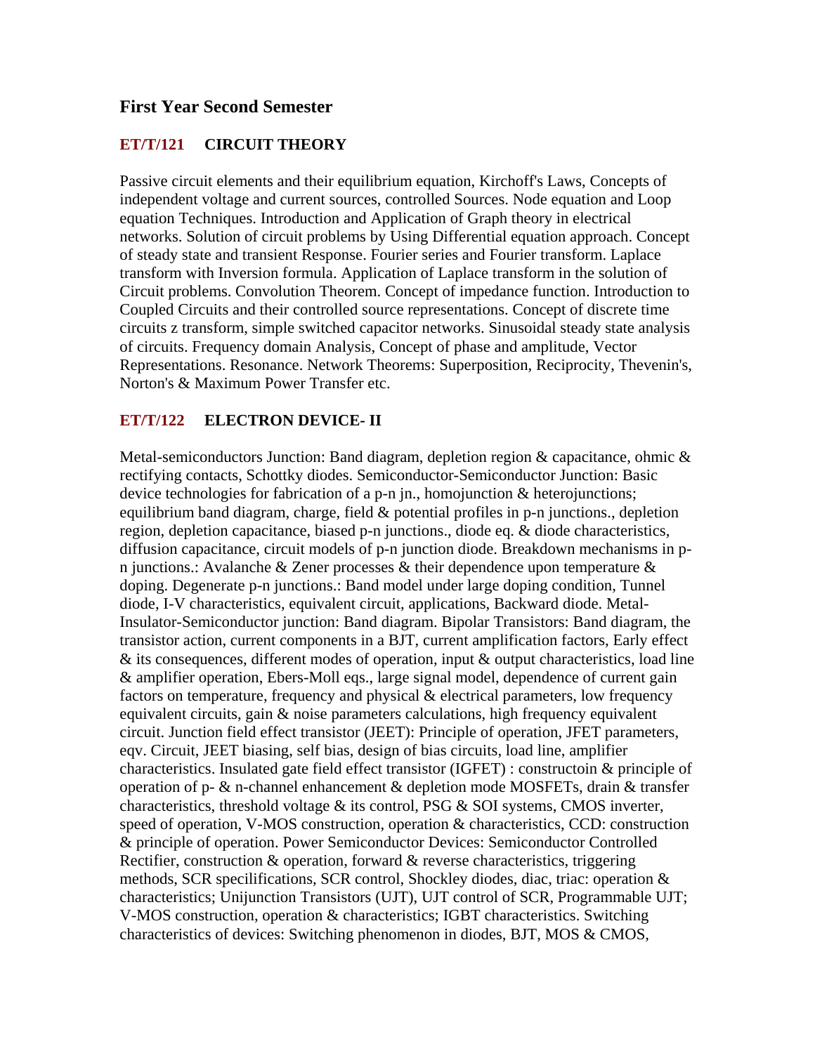## First Year Second Semester

### ET/T/121 CIRCUIT THEORY

Passive circuit elements and their equilibrium equation, Kirchoff's Laws, Concepts of independent voltage and current sources, controlled Sources. Node equation and Loop equation Techniques. Introduction and Application of Graph theory in electrical networks. Solution of circuit problems by Using Differential equation approach. Concept of steady state and transient Response. Fourier series and Fourier transform. Laplace transform with Inversion formula. Application of Laplace transform in the solution of Circuit problems. Convolution Theorem. Concept of impedance function. Introduction to Coupled Circuits and their controlled source representations. Concept of discrete time circuits z transform, simple switched capacitor networks. Sinusoidal steady state analysis of circuits. Frequency domain Analysis, Concept of phase and amplitude, Vector Representations. Resonance. Network Theorems: Superposition, Reciprocity, Thevenin's, Norton's & Maximum Power Transfer etc.

### ET/T/122 ELECTRON DEVICE- II

Metal-semiconductors Junction: Band diagram, depletion region & capacitance, ohmic & rectifying contacts, Schottky diodes. Semiconductor-Semiconductor Junction: Basic device technologies for fabrication of a p-n jn., homojunction & heterojunctions; equilibrium band diagram, charge, field & potential profiles in p-n junctions., depletion region, depletion capacitance, biased p-n junctions., diode eq. & diode characteristics, diffusion capacitance, circuit models of p-n junction diode. Breakdown mechanisms in p-n junctions.: Avalanche & Zener processes & their dependence upon temperature & doping. Degenerate p-n junctions.: Band model under large doping condition, Tunnel diode, I-V characteristics, equivalent circuit, applications, Backward diode. Metal-Insulator-Semiconductor junction: Band diagram. Bipolar Transistors: Band diagram, the transistor action, current components in a BJT, current amplification factors, Early effect & its consequences, different modes of operation, input & output characteristics, load line & amplifier operation, Ebers-Moll eqs., large signal model, dependence of current gain factors on temperature, frequency and physical & electrical parameters, low frequency equivalent circuits, gain & noise parameters calculations, high frequency equivalent circuit. Junction field effect transistor (JEET): Principle of operation, JFET parameters, eqv. Circuit, JEET biasing, self bias, design of bias circuits, load line, amplifier characteristics. Insulated gate field effect transistor (IGFET) : constructoin & principle of operation of p- & n-channel enhancement & depletion mode MOSFETs, drain & transfer characteristics, threshold voltage & its control, PSG & SOI systems, CMOS inverter, speed of operation, V-MOS construction, operation & characteristics, CCD: construction & principle of operation. Power Semiconductor Devices: Semiconductor Controlled Rectifier, construction & operation, forward & reverse characteristics, triggering methods, SCR specilifications, SCR control, Shockley diodes, diac, triac: operation & characteristics; Unijunction Transistors (UJT), UJT control of SCR, Programmable UJT; V-MOS construction, operation & characteristics; IGBT characteristics. Switching characteristics of devices: Switching phenomenon in diodes, BJT, MOS & CMOS,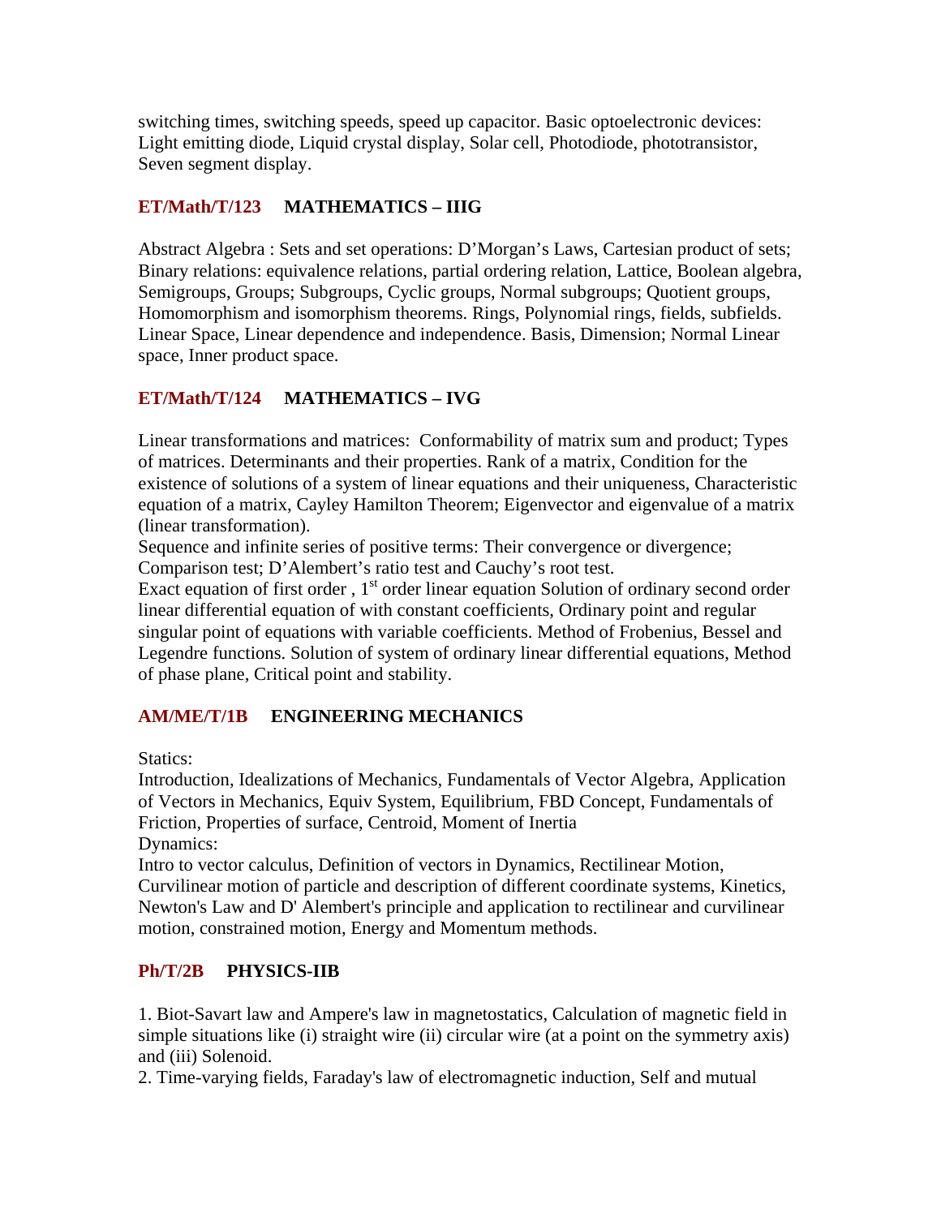switching times, switching speeds, speed up capacitor. Basic optoelectronic devices: Light emitting diode, Liquid crystal display, Solar cell, Photodiode, phototransistor, Seven segment display.

### ET/Math/T/123 MATHEMATICS – IIIG

Abstract Algebra : Sets and set operations: D'Morgan's Laws, Cartesian product of sets; Binary relations: equivalence relations, partial ordering relation, Lattice, Boolean algebra, Semigroups, Groups; Subgroups, Cyclic groups, Normal subgroups; Quotient groups, Homomorphism and isomorphism theorems. Rings, Polynomial rings, fields, subfields. Linear Space, Linear dependence and independence. Basis, Dimension; Normal Linear space, Inner product space.

### ET/Math/T/124 MATHEMATICS – IVG

Linear transformations and matrices: Conformability of matrix sum and product; Types of matrices. Determinants and their properties. Rank of a matrix, Condition for the existence of solutions of a system of linear equations and their uniqueness, Characteristic equation of a matrix, Cayley Hamilton Theorem; Eigenvector and eigenvalue of a matrix (linear transformation).
Sequence and infinite series of positive terms: Their convergence or divergence; Comparison test; D'Alembert's ratio test and Cauchy's root test.
Exact equation of first order , $1^{st}$ order linear equation Solution of ordinary second order linear differential equation of with constant coefficients, Ordinary point and regular singular point of equations with variable coefficients. Method of Frobenius, Bessel and Legendre functions. Solution of system of ordinary linear differential equations, Method of phase plane, Critical point and stability.

### AM/ME/T/1B ENGINEERING MECHANICS

Statics:
Introduction, Idealizations of Mechanics, Fundamentals of Vector Algebra, Application of Vectors in Mechanics, Equiv System, Equilibrium, FBD Concept, Fundamentals of Friction, Properties of surface, Centroid, Moment of Inertia
Dynamics:
Intro to vector calculus, Definition of vectors in Dynamics, Rectilinear Motion, Curvilinear motion of particle and description of different coordinate systems, Kinetics, Newton's Law and D' Alembert's principle and application to rectilinear and curvilinear motion, constrained motion, Energy and Momentum methods.

### Ph/T/2B PHYSICS-IIB

1. Biot-Savart law and Ampere's law in magnetostatics, Calculation of magnetic field in simple situations like (i) straight wire (ii) circular wire (at a point on the symmetry axis) and (iii) Solenoid.
2. Time-varying fields, Faraday's law of electromagnetic induction, Self and mutual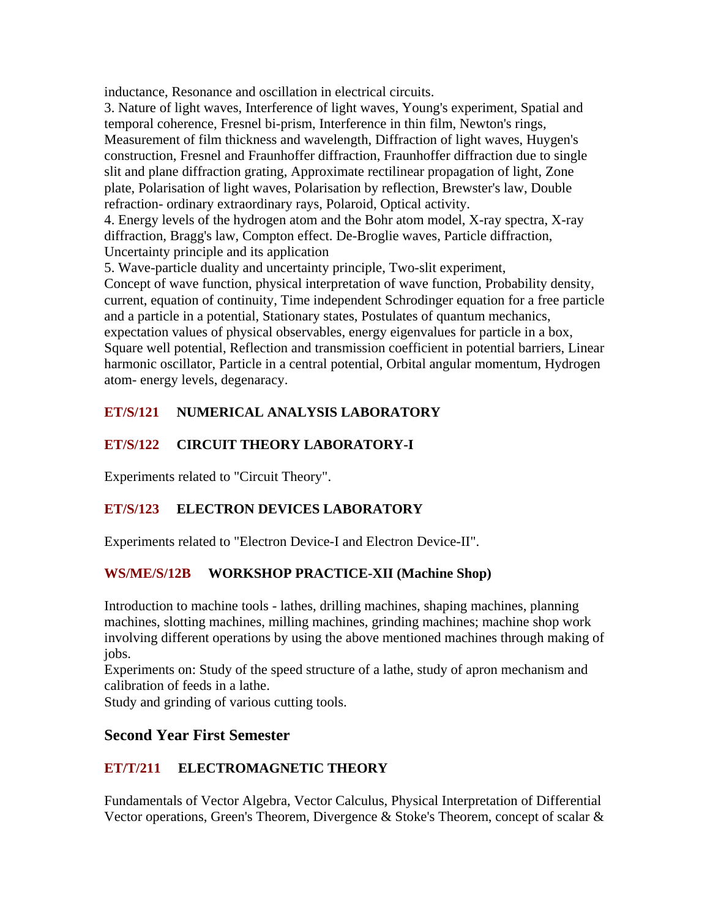inductance, Resonance and oscillation in electrical circuits.
3. Nature of light waves, Interference of light waves, Young's experiment, Spatial and temporal coherence, Fresnel bi-prism, Interference in thin film, Newton's rings, Measurement of film thickness and wavelength, Diffraction of light waves, Huygen's construction, Fresnel and Fraunhoffer diffraction, Fraunhoffer diffraction due to single slit and plane diffraction grating, Approximate rectilinear propagation of light, Zone plate, Polarisation of light waves, Polarisation by reflection, Brewster's law, Double refraction- ordinary extraordinary rays, Polaroid, Optical activity.
4. Energy levels of the hydrogen atom and the Bohr atom model, X-ray spectra, X-ray diffraction, Bragg's law, Compton effect. De-Broglie waves, Particle diffraction, Uncertainty principle and its application
5. Wave-particle duality and uncertainty principle, Two-slit experiment,
Concept of wave function, physical interpretation of wave function, Probability density, current, equation of continuity, Time independent Schrodinger equation for a free particle and a particle in a potential, Stationary states, Postulates of quantum mechanics, expectation values of physical observables, energy eigenvalues for particle in a box, Square well potential, Reflection and transmission coefficient in potential barriers, Linear harmonic oscillator, Particle in a central potential, Orbital angular momentum, Hydrogen atom- energy levels, degenaracy.

### ET/S/121 NUMERICAL ANALYSIS LABORATORY

### ET/S/122 CIRCUIT THEORY LABORATORY-I

Experiments related to "Circuit Theory".

### ET/S/123 ELECTRON DEVICES LABORATORY

Experiments related to "Electron Device-I and Electron Device-II".

### WS/ME/S/12B WORKSHOP PRACTICE-XII (Machine Shop)

Introduction to machine tools - lathes, drilling machines, shaping machines, planning machines, slotting machines, milling machines, grinding machines; machine shop work involving different operations by using the above mentioned machines through making of jobs.
Experiments on: Study of the speed structure of a lathe, study of apron mechanism and calibration of feeds in a lathe.
Study and grinding of various cutting tools.

## Second Year First Semester

### ET/T/211 ELECTROMAGNETIC THEORY

Fundamentals of Vector Algebra, Vector Calculus, Physical Interpretation of Differential Vector operations, Green's Theorem, Divergence & Stoke's Theorem, concept of scalar &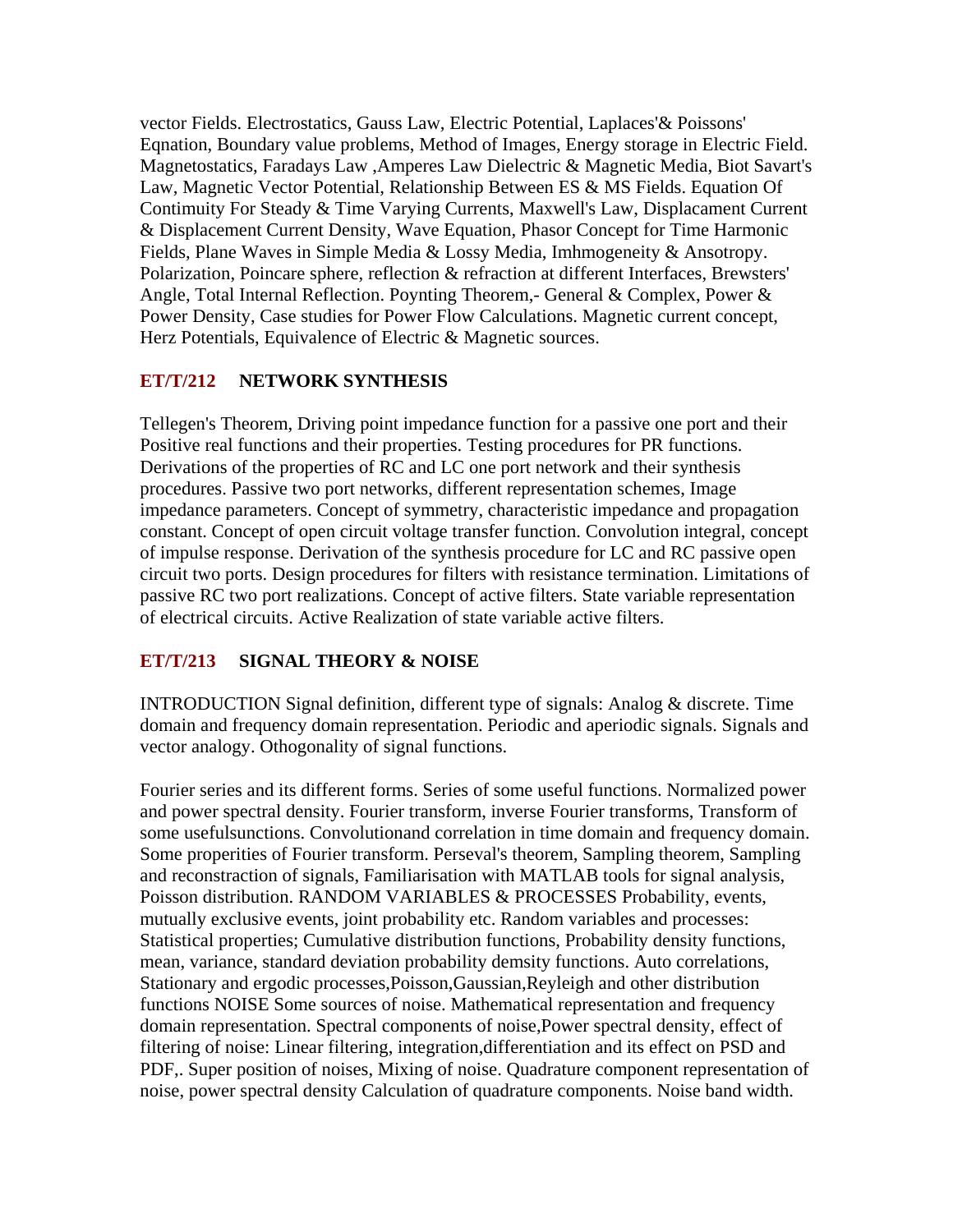vector Fields. Electrostatics, Gauss Law, Electric Potential, Laplaces'& Poissons' Eqnation, Boundary value problems, Method of Images, Energy storage in Electric Field. Magnetostatics, Faradays Law ,Amperes Law Dielectric & Magnetic Media, Biot Savart's Law, Magnetic Vector Potential, Relationship Between ES & MS Fields. Equation Of Contimuity For Steady & Time Varying Currents, Maxwell's Law, Displacament Current & Displacement Current Density, Wave Equation, Phasor Concept for Time Harmonic Fields, Plane Waves in Simple Media & Lossy Media, Imhmogeneity & Ansotropy. Polarization, Poincare sphere, reflection & refraction at different Interfaces, Brewsters' Angle, Total Internal Reflection. Poynting Theorem,- General & Complex, Power & Power Density, Case studies for Power Flow Calculations. Magnetic current concept, Herz Potentials, Equivalence of Electric & Magnetic sources.

### ET/T/212 NETWORK SYNTHESIS

Tellegen's Theorem, Driving point impedance function for a passive one port and their Positive real functions and their properties. Testing procedures for PR functions. Derivations of the properties of RC and LC one port network and their synthesis procedures. Passive two port networks, different representation schemes, Image impedance parameters. Concept of symmetry, characteristic impedance and propagation constant. Concept of open circuit voltage transfer function. Convolution integral, concept of impulse response. Derivation of the synthesis procedure for LC and RC passive open circuit two ports. Design procedures for filters with resistance termination. Limitations of passive RC two port realizations. Concept of active filters. State variable representation of electrical circuits. Active Realization of state variable active filters.

### ET/T/213 SIGNAL THEORY & NOISE

INTRODUCTION Signal definition, different type of signals: Analog & discrete. Time domain and frequency domain representation. Periodic and aperiodic signals. Signals and vector analogy. Othogonality of signal functions.

Fourier series and its different forms. Series of some useful functions. Normalized power and power spectral density. Fourier transform, inverse Fourier transforms, Transform of some usefulsunctions. Convolutionand correlation in time domain and frequency domain. Some properities of Fourier transform. Perseval's theorem, Sampling theorem, Sampling and reconstraction of signals, Familiarisation with MATLAB tools for signal analysis, Poisson distribution. RANDOM VARIABLES & PROCESSES Probability, events, mutually exclusive events, joint probability etc. Random variables and processes: Statistical properties; Cumulative distribution functions, Probability density functions, mean, variance, standard deviation probability demsity functions. Auto correlations, Stationary and ergodic processes,Poisson,Gaussian,Reyleigh and other distribution functions NOISE Some sources of noise. Mathematical representation and frequency domain representation. Spectral components of noise,Power spectral density, effect of filtering of noise: Linear filtering, integration,differentiation and its effect on PSD and PDF,. Super position of noises, Mixing of noise. Quadrature component representation of noise, power spectral density Calculation of quadrature components. Noise band width.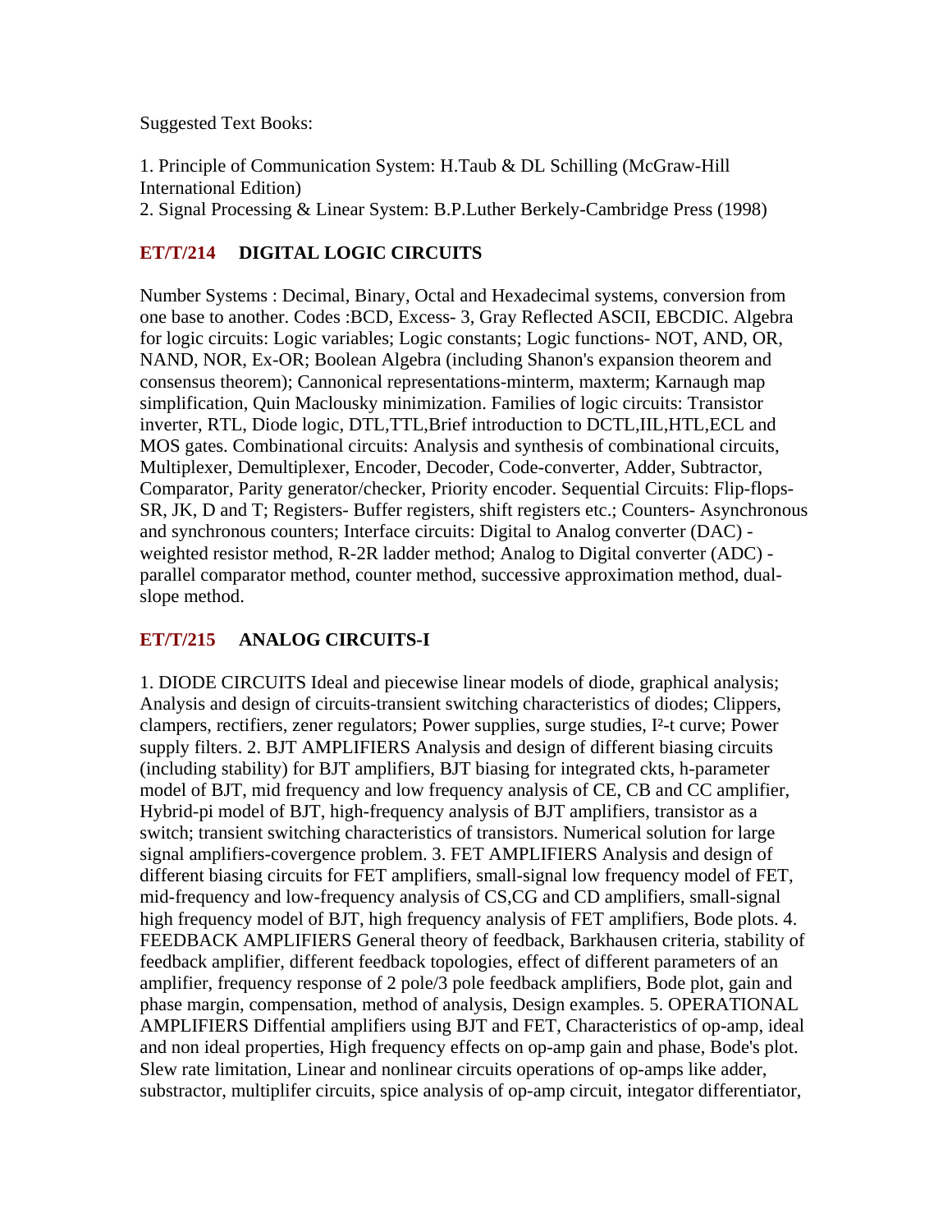Suggested Text Books:

1. Principle of Communication System: H.Taub & DL Schilling (McGraw-Hill International Edition)
2. Signal Processing & Linear System: B.P.Luther Berkely-Cambridge Press (1998)

### ET/T/214 DIGITAL LOGIC CIRCUITS

Number Systems : Decimal, Binary, Octal and Hexadecimal systems, conversion from one base to another. Codes :BCD, Excess- 3, Gray Reflected ASCII, EBCDIC. Algebra for logic circuits: Logic variables; Logic constants; Logic functions- NOT, AND, OR, NAND, NOR, Ex-OR; Boolean Algebra (including Shanon's expansion theorem and consensus theorem); Cannonical representations-minterm, maxterm; Karnaugh map simplification, Quin Maclousky minimization. Families of logic circuits: Transistor inverter, RTL, Diode logic, DTL,TTL,Brief introduction to DCTL,IIL,HTL,ECL and MOS gates. Combinational circuits: Analysis and synthesis of combinational circuits, Multiplexer, Demultiplexer, Encoder, Decoder, Code-converter, Adder, Subtractor, Comparator, Parity generator/checker, Priority encoder. Sequential Circuits: Flip-flops- SR, JK, D and T; Registers- Buffer registers, shift registers etc.; Counters- Asynchronous and synchronous counters; Interface circuits: Digital to Analog converter (DAC) - weighted resistor method, R-2R ladder method; Analog to Digital converter (ADC) - parallel comparator method, counter method, successive approximation method, dual-slope method.

### ET/T/215 ANALOG CIRCUITS-I

1. DIODE CIRCUITS Ideal and piecewise linear models of diode, graphical analysis; Analysis and design of circuits-transient switching characteristics of diodes; Clippers, clampers, rectifiers, zener regulators; Power supplies, surge studies, $I^2$-t curve; Power supply filters. 2. BJT AMPLIFIERS Analysis and design of different biasing circuits (including stability) for BJT amplifiers, BJT biasing for integrated ckts, h-parameter model of BJT, mid frequency and low frequency analysis of CE, CB and CC amplifier, Hybrid-pi model of BJT, high-frequency analysis of BJT amplifiers, transistor as a switch; transient switching characteristics of transistors. Numerical solution for large signal amplifiers-covergence problem. 3. FET AMPLIFIERS Analysis and design of different biasing circuits for FET amplifiers, small-signal low frequency model of FET, mid-frequency and low-frequency analysis of CS,CG and CD amplifiers, small-signal high frequency model of BJT, high frequency analysis of FET amplifiers, Bode plots. 4. FEEDBACK AMPLIFIERS General theory of feedback, Barkhausen criteria, stability of feedback amplifier, different feedback topologies, effect of different parameters of an amplifier, frequency response of 2 pole/3 pole feedback amplifiers, Bode plot, gain and phase margin, compensation, method of analysis, Design examples. 5. OPERATIONAL AMPLIFIERS Diffential amplifiers using BJT and FET, Characteristics of op-amp, ideal and non ideal properties, High frequency effects on op-amp gain and phase, Bode's plot. Slew rate limitation, Linear and nonlinear circuits operations of op-amps like adder, substractor, multiplifer circuits, spice analysis of op-amp circuit, integator differentiator,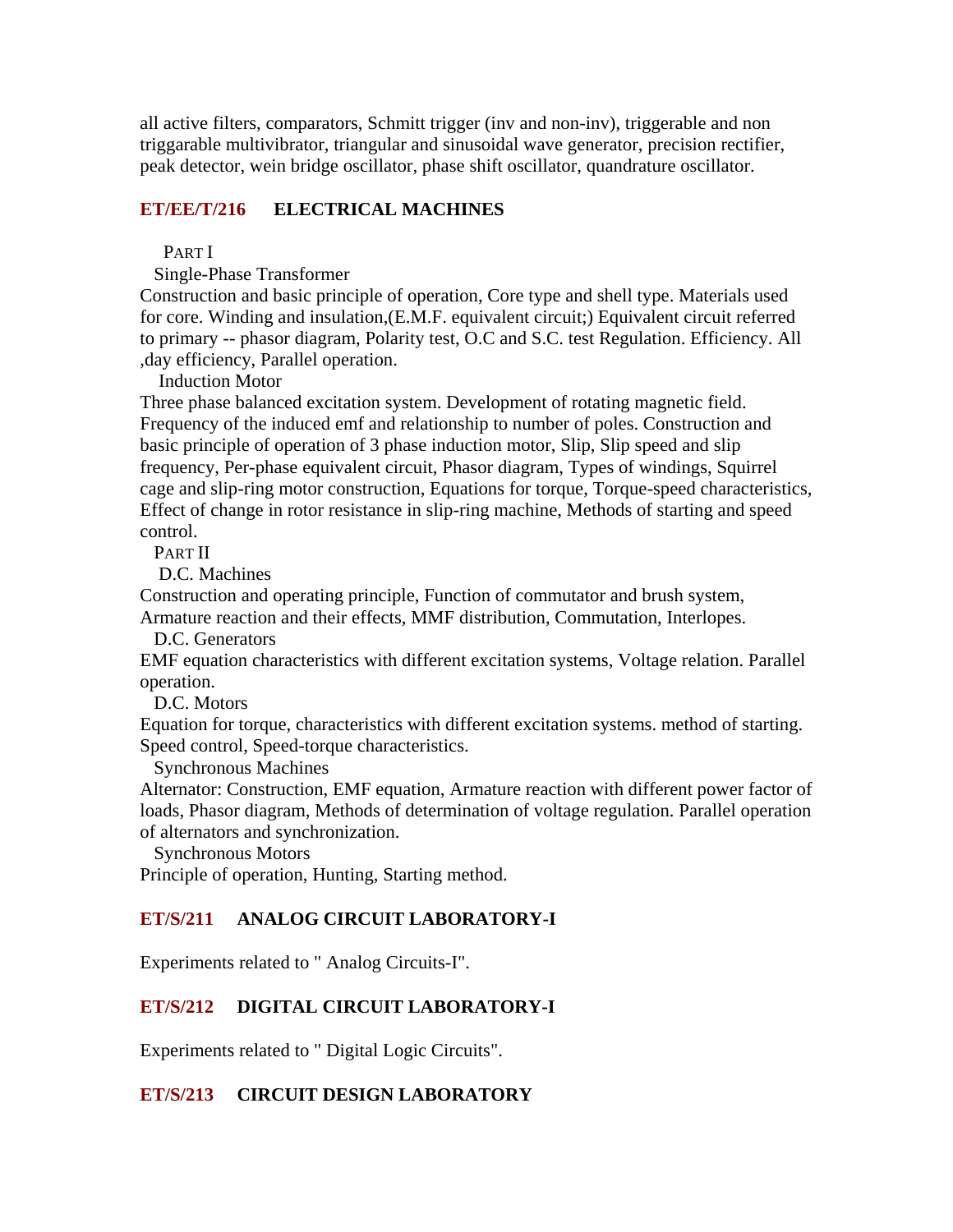all active filters, comparators, Schmitt trigger (inv and non-inv), triggerable and non triggarable multivibrator, triangular and sinusoidal wave generator, precision rectifier, peak detector, wein bridge oscillator, phase shift oscillator, quandrature oscillator.

## ET/EE/T/216 ELECTRICAL MACHINES

PART I

Single-Phase Transformer

Construction and basic principle of operation, Core type and shell type. Materials used for core. Winding and insulation,(E.M.F. equivalent circuit;) Equivalent circuit referred to primary -- phasor diagram, Polarity test, O.C and S.C. test Regulation. Efficiency. All ,day efficiency, Parallel operation.

Induction Motor

Three phase balanced excitation system. Development of rotating magnetic field. Frequency of the induced emf and relationship to number of poles. Construction and basic principle of operation of 3 phase induction motor, Slip, Slip speed and slip frequency, Per-phase equivalent circuit, Phasor diagram, Types of windings, Squirrel cage and slip-ring motor construction, Equations for torque, Torque-speed characteristics, Effect of change in rotor resistance in slip-ring machine, Methods of starting and speed control.

PART II

D.C. Machines

Construction and operating principle, Function of commutator and brush system, Armature reaction and their effects, MMF distribution, Commutation, Interlopes.

D.C. Generators

EMF equation characteristics with different excitation systems, Voltage relation. Parallel operation.

D.C. Motors

Equation for torque, characteristics with different excitation systems. method of starting. Speed control, Speed-torque characteristics.

Synchronous Machines

Alternator: Construction, EMF equation, Armature reaction with different power factor of loads, Phasor diagram, Methods of determination of voltage regulation. Parallel operation of alternators and synchronization.

Synchronous Motors

Principle of operation, Hunting, Starting method.

## ET/S/211 ANALOG CIRCUIT LABORATORY-I

Experiments related to " Analog Circuits-I".

## ET/S/212 DIGITAL CIRCUIT LABORATORY-I

Experiments related to " Digital Logic Circuits".

## ET/S/213 CIRCUIT DESIGN LABORATORY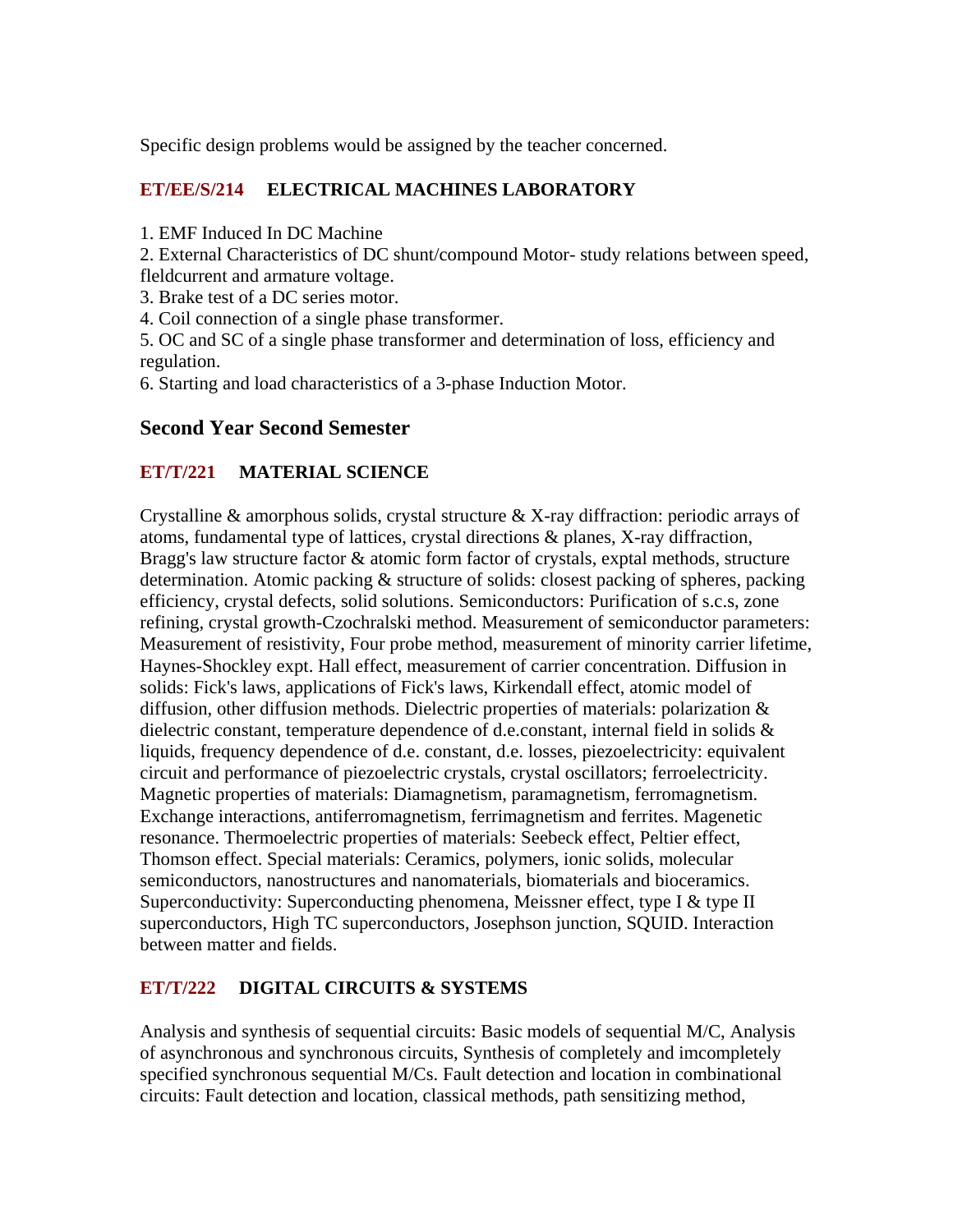Specific design problems would be assigned by the teacher concerned.

### ET/EE/S/214 ELECTRICAL MACHINES LABORATORY

1. EMF Induced In DC Machine
2. External Characteristics of DC shunt/compound Motor- study relations between speed, fleldcurrent and armature voltage.
3. Brake test of a DC series motor.
4. Coil connection of a single phase transformer.
5. OC and SC of a single phase transformer and determination of loss, efficiency and regulation.
6. Starting and load characteristics of a 3-phase Induction Motor.

## Second Year Second Semester

### ET/T/221 MATERIAL SCIENCE

Crystalline & amorphous solids, crystal structure & X-ray diffraction: periodic arrays of atoms, fundamental type of lattices, crystal directions & planes, X-ray diffraction, Bragg's law structure factor & atomic form factor of crystals, exptal methods, structure determination. Atomic packing & structure of solids: closest packing of spheres, packing efficiency, crystal defects, solid solutions. Semiconductors: Purification of s.c.s, zone refining, crystal growth-Czochralski method. Measurement of semiconductor parameters: Measurement of resistivity, Four probe method, measurement of minority carrier lifetime, Haynes-Shockley expt. Hall effect, measurement of carrier concentration. Diffusion in solids: Fick's laws, applications of Fick's laws, Kirkendall effect, atomic model of diffusion, other diffusion methods. Dielectric properties of materials: polarization & dielectric constant, temperature dependence of d.e.constant, internal field in solids & liquids, frequency dependence of d.e. constant, d.e. losses, piezoelectricity: equivalent circuit and performance of piezoelectric crystals, crystal oscillators; ferroelectricity. Magnetic properties of materials: Diamagnetism, paramagnetism, ferromagnetism. Exchange interactions, antiferromagnetism, ferrimagnetism and ferrites. Magenetic resonance. Thermoelectric properties of materials: Seebeck effect, Peltier effect, Thomson effect. Special materials: Ceramics, polymers, ionic solids, molecular semiconductors, nanostructures and nanomaterials, biomaterials and bioceramics. Superconductivity: Superconducting phenomena, Meissner effect, type I & type II superconductors, High TC superconductors, Josephson junction, SQUID. Interaction between matter and fields.

### ET/T/222 DIGITAL CIRCUITS & SYSTEMS

Analysis and synthesis of sequential circuits: Basic models of sequential M/C, Analysis of asynchronous and synchronous circuits, Synthesis of completely and imcompletely specified synchronous sequential M/Cs. Fault detection and location in combinational circuits: Fault detection and location, classical methods, path sensitizing method,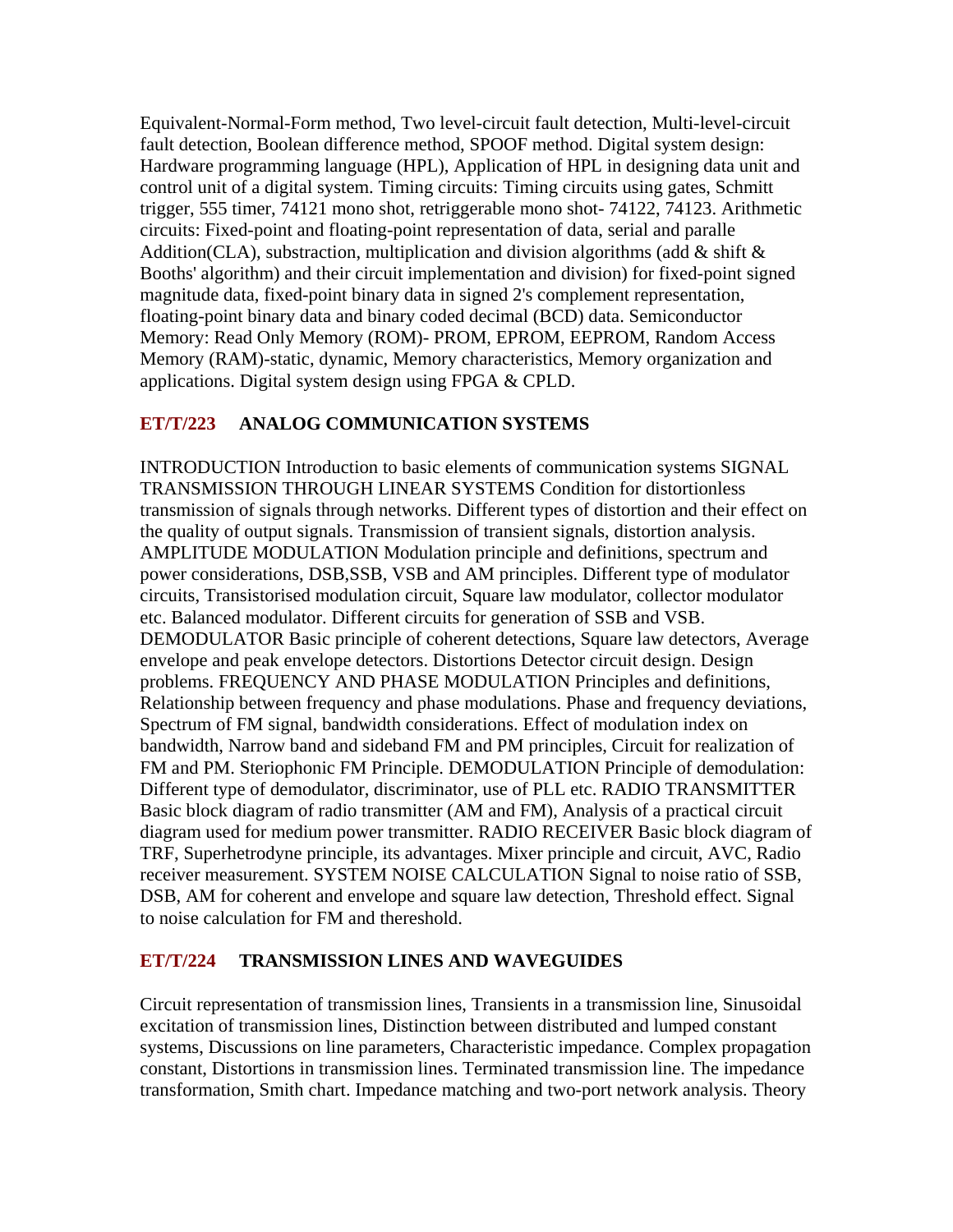Equivalent-Normal-Form method, Two level-circuit fault detection, Multi-level-circuit fault detection, Boolean difference method, SPOOF method. Digital system design: Hardware programming language (HPL), Application of HPL in designing data unit and control unit of a digital system. Timing circuits: Timing circuits using gates, Schmitt trigger, 555 timer, 74121 mono shot, retriggerable mono shot- 74122, 74123. Arithmetic circuits: Fixed-point and floating-point representation of data, serial and paralle Addition(CLA), substraction, multiplication and division algorithms (add & shift & Booths' algorithm) and their circuit implementation and division) for fixed-point signed magnitude data, fixed-point binary data in signed 2's complement representation, floating-point binary data and binary coded decimal (BCD) data. Semiconductor Memory: Read Only Memory (ROM)- PROM, EPROM, EEPROM, Random Access Memory (RAM)-static, dynamic, Memory characteristics, Memory organization and applications. Digital system design using FPGA & CPLD.

### ET/T/223 ANALOG COMMUNICATION SYSTEMS

INTRODUCTION Introduction to basic elements of communication systems SIGNAL TRANSMISSION THROUGH LINEAR SYSTEMS Condition for distortionless transmission of signals through networks. Different types of distortion and their effect on the quality of output signals. Transmission of transient signals, distortion analysis. AMPLITUDE MODULATION Modulation principle and definitions, spectrum and power considerations, DSB,SSB, VSB and AM principles. Different type of modulator circuits, Transistorised modulation circuit, Square law modulator, collector modulator etc. Balanced modulator. Different circuits for generation of SSB and VSB. DEMODULATOR Basic principle of coherent detections, Square law detectors, Average envelope and peak envelope detectors. Distortions Detector circuit design. Design problems. FREQUENCY AND PHASE MODULATION Principles and definitions, Relationship between frequency and phase modulations. Phase and frequency deviations, Spectrum of FM signal, bandwidth considerations. Effect of modulation index on bandwidth, Narrow band and sideband FM and PM principles, Circuit for realization of FM and PM. Steriophonic FM Principle. DEMODULATION Principle of demodulation: Different type of demodulator, discriminator, use of PLL etc. RADIO TRANSMITTER Basic block diagram of radio transmitter (AM and FM), Analysis of a practical circuit diagram used for medium power transmitter. RADIO RECEIVER Basic block diagram of TRF, Superhetrodyne principle, its advantages. Mixer principle and circuit, AVC, Radio receiver measurement. SYSTEM NOISE CALCULATION Signal to noise ratio of SSB, DSB, AM for coherent and envelope and square law detection, Threshold effect. Signal to noise calculation for FM and thereshold.

### ET/T/224 TRANSMISSION LINES AND WAVEGUIDES

Circuit representation of transmission lines, Transients in a transmission line, Sinusoidal excitation of transmission lines, Distinction between distributed and lumped constant systems, Discussions on line parameters, Characteristic impedance. Complex propagation constant, Distortions in transmission lines. Terminated transmission line. The impedance transformation, Smith chart. Impedance matching and two-port network analysis. Theory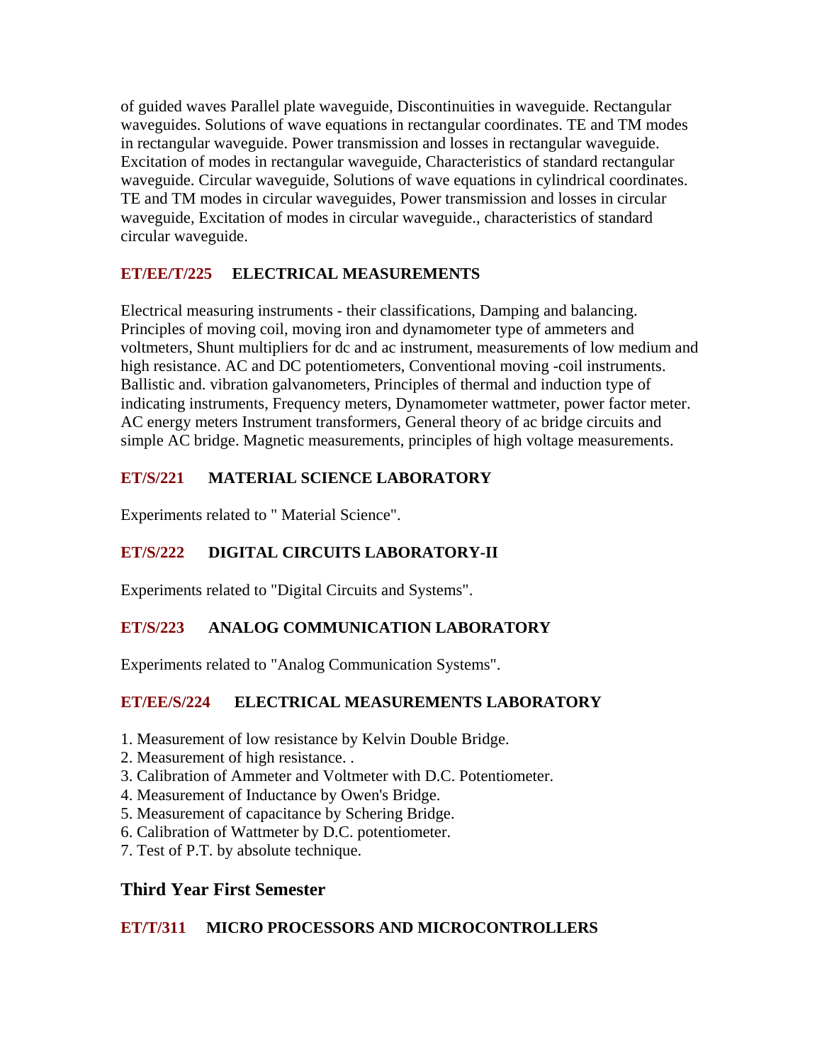of guided waves Parallel plate waveguide, Discontinuities in waveguide. Rectangular waveguides. Solutions of wave equations in rectangular coordinates. TE and TM modes in rectangular waveguide. Power transmission and losses in rectangular waveguide. Excitation of modes in rectangular waveguide, Characteristics of standard rectangular waveguide. Circular waveguide, Solutions of wave equations in cylindrical coordinates. TE and TM modes in circular waveguides, Power transmission and losses in circular waveguide, Excitation of modes in circular waveguide., characteristics of standard circular waveguide.

### ET/EE/T/225 ELECTRICAL MEASUREMENTS

Electrical measuring instruments - their classifications, Damping and balancing. Principles of moving coil, moving iron and dynamometer type of ammeters and voltmeters, Shunt multipliers for dc and ac instrument, measurements of low medium and high resistance. AC and DC potentiometers, Conventional moving -coil instruments. Ballistic and. vibration galvanometers, Principles of thermal and induction type of indicating instruments, Frequency meters, Dynamometer wattmeter, power factor meter. AC energy meters Instrument transformers, General theory of ac bridge circuits and simple AC bridge. Magnetic measurements, principles of high voltage measurements.

### ET/S/221 MATERIAL SCIENCE LABORATORY

Experiments related to " Material Science".

### ET/S/222 DIGITAL CIRCUITS LABORATORY-II

Experiments related to "Digital Circuits and Systems".

### ET/S/223 ANALOG COMMUNICATION LABORATORY

Experiments related to "Analog Communication Systems".

### ET/EE/S/224 ELECTRICAL MEASUREMENTS LABORATORY

1. Measurement of low resistance by Kelvin Double Bridge.
2. Measurement of high resistance. .
3. Calibration of Ammeter and Voltmeter with D.C. Potentiometer.
4. Measurement of Inductance by Owen's Bridge.
5. Measurement of capacitance by Schering Bridge.
6. Calibration of Wattmeter by D.C. potentiometer.
7. Test of P.T. by absolute technique.

## Third Year First Semester

### ET/T/311 MICRO PROCESSORS AND MICROCONTROLLERS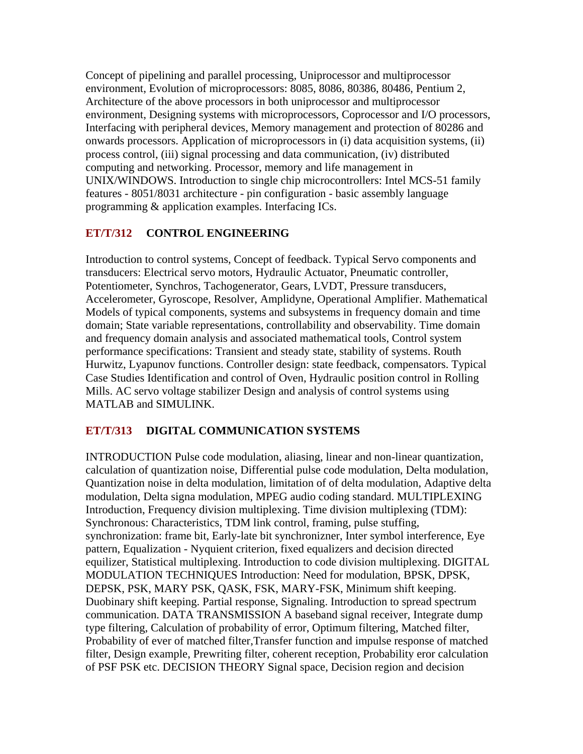Concept of pipelining and parallel processing, Uniprocessor and multiprocessor environment, Evolution of microprocessors: 8085, 8086, 80386, 80486, Pentium 2, Architecture of the above processors in both uniprocessor and multiprocessor environment, Designing systems with microprocessors, Coprocessor and I/O processors, Interfacing with peripheral devices, Memory management and protection of 80286 and onwards processors. Application of microprocessors in (i) data acquisition systems, (ii) process control, (iii) signal processing and data communication, (iv) distributed computing and networking. Processor, memory and life management in UNIX/WINDOWS. Introduction to single chip microcontrollers: Intel MCS-51 family features - 8051/8031 architecture - pin configuration - basic assembly language programming & application examples. Interfacing ICs.

### ET/T/312 CONTROL ENGINEERING

Introduction to control systems, Concept of feedback. Typical Servo components and transducers: Electrical servo motors, Hydraulic Actuator, Pneumatic controller, Potentiometer, Synchros, Tachogenerator, Gears, LVDT, Pressure transducers, Accelerometer, Gyroscope, Resolver, Amplidyne, Operational Amplifier. Mathematical Models of typical components, systems and subsystems in frequency domain and time domain; State variable representations, controllability and observability. Time domain and frequency domain analysis and associated mathematical tools, Control system performance specifications: Transient and steady state, stability of systems. Routh Hurwitz, Lyapunov functions. Controller design: state feedback, compensators. Typical Case Studies Identification and control of Oven, Hydraulic position control in Rolling Mills. AC servo voltage stabilizer Design and analysis of control systems using MATLAB and SIMULINK.

### ET/T/313 DIGITAL COMMUNICATION SYSTEMS

INTRODUCTION Pulse code modulation, aliasing, linear and non-linear quantization, calculation of quantization noise, Differential pulse code modulation, Delta modulation, Quantization noise in delta modulation, limitation of of delta modulation, Adaptive delta modulation, Delta signa modulation, MPEG audio coding standard. MULTIPLEXING Introduction, Frequency division multiplexing. Time division multiplexing (TDM): Synchronous: Characteristics, TDM link control, framing, pulse stuffing, synchronization: frame bit, Early-late bit synchronizner, Inter symbol interference, Eye pattern, Equalization - Nyquient criterion, fixed equalizers and decision directed equilizer, Statistical multiplexing. Introduction to code division multiplexing. DIGITAL MODULATION TECHNIQUES Introduction: Need for modulation, BPSK, DPSK, DEPSK, PSK, MARY PSK, QASK, FSK, MARY-FSK, Minimum shift keeping. Duobinary shift keeping. Partial response, Signaling. Introduction to spread spectrum communication. DATA TRANSMISSION A baseband signal receiver, Integrate dump type filtering, Calculation of probability of error, Optimum filtering, Matched filter, Probability of ever of matched filter,Transfer function and impulse response of matched filter, Design example, Prewriting filter, coherent reception, Probability eror calculation of PSF PSK etc. DECISION THEORY Signal space, Decision region and decision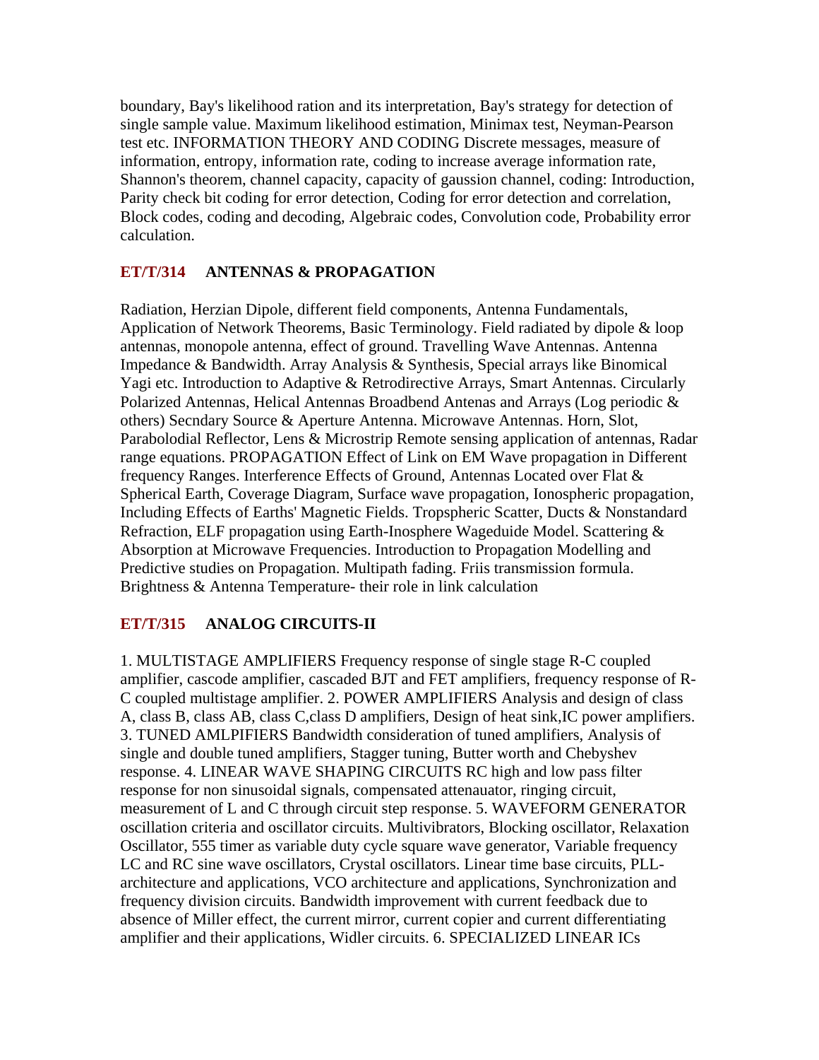boundary, Bay's likelihood ration and its interpretation, Bay's strategy for detection of single sample value. Maximum likelihood estimation, Minimax test, Neyman-Pearson test etc. INFORMATION THEORY AND CODING Discrete messages, measure of information, entropy, information rate, coding to increase average information rate, Shannon's theorem, channel capacity, capacity of gaussion channel, coding: Introduction, Parity check bit coding for error detection, Coding for error detection and correlation, Block codes, coding and decoding, Algebraic codes, Convolution code, Probability error calculation.

### ET/T/314 ANTENNAS & PROPAGATION

Radiation, Herzian Dipole, different field components, Antenna Fundamentals, Application of Network Theorems, Basic Terminology. Field radiated by dipole & loop antennas, monopole antenna, effect of ground. Travelling Wave Antennas. Antenna Impedance & Bandwidth. Array Analysis & Synthesis, Special arrays like Binomical Yagi etc. Introduction to Adaptive & Retrodirective Arrays, Smart Antennas. Circularly Polarized Antennas, Helical Antennas Broadbend Antenas and Arrays (Log periodic & others) Secndary Source & Aperture Antenna. Microwave Antennas. Horn, Slot, Parabolodial Reflector, Lens & Microstrip Remote sensing application of antennas, Radar range equations. PROPAGATION Effect of Link on EM Wave propagation in Different frequency Ranges. Interference Effects of Ground, Antennas Located over Flat & Spherical Earth, Coverage Diagram, Surface wave propagation, Ionospheric propagation, Including Effects of Earths' Magnetic Fields. Tropspheric Scatter, Ducts & Nonstandard Refraction, ELF propagation using Earth-Inosphere Wageduide Model. Scattering & Absorption at Microwave Frequencies. Introduction to Propagation Modelling and Predictive studies on Propagation. Multipath fading. Friis transmission formula. Brightness & Antenna Temperature- their role in link calculation

### ET/T/315 ANALOG CIRCUITS-II

1. MULTISTAGE AMPLIFIERS Frequency response of single stage R-C coupled amplifier, cascode amplifier, cascaded BJT and FET amplifiers, frequency response of R-C coupled multistage amplifier. 2. POWER AMPLIFIERS Analysis and design of class A, class B, class AB, class C,class D amplifiers, Design of heat sink,IC power amplifiers. 3. TUNED AMLPIFIERS Bandwidth consideration of tuned amplifiers, Analysis of single and double tuned amplifiers, Stagger tuning, Butter worth and Chebyshev response. 4. LINEAR WAVE SHAPING CIRCUITS RC high and low pass filter response for non sinusoidal signals, compensated attenauator, ringing circuit, measurement of L and C through circuit step response. 5. WAVEFORM GENERATOR oscillation criteria and oscillator circuits. Multivibrators, Blocking oscillator, Relaxation Oscillator, 555 timer as variable duty cycle square wave generator, Variable frequency LC and RC sine wave oscillators, Crystal oscillators. Linear time base circuits, PLL-architecture and applications, VCO architecture and applications, Synchronization and frequency division circuits. Bandwidth improvement with current feedback due to absence of Miller effect, the current mirror, current copier and current differentiating amplifier and their applications, Widler circuits. 6. SPECIALIZED LINEAR ICs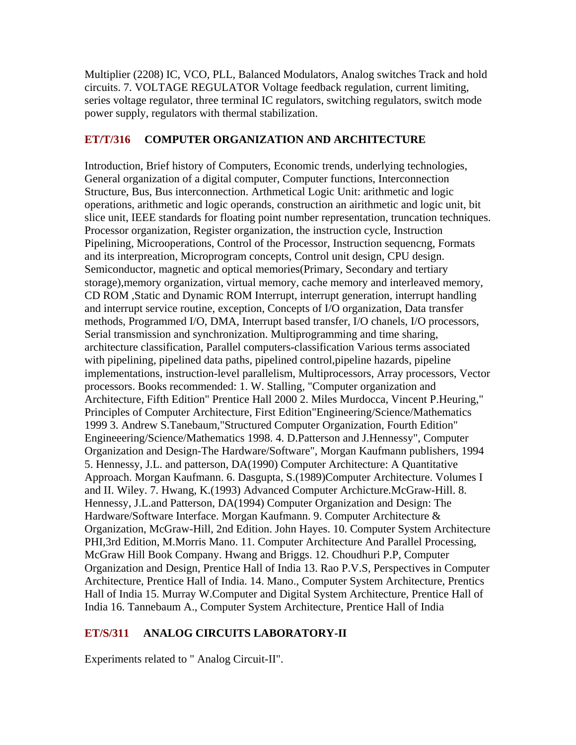Multiplier (2208) IC, VCO, PLL, Balanced Modulators, Analog switches Track and hold circuits. 7. VOLTAGE REGULATOR Voltage feedback regulation, current limiting, series voltage regulator, three terminal IC regulators, switching regulators, switch mode power supply, regulators with thermal stabilization.

### **ET/T/316 COMPUTER ORGANIZATION AND ARCHITECTURE**

Introduction, Brief history of Computers, Economic trends, underlying technologies, General organization of a digital computer, Computer functions, Interconnection Structure, Bus, Bus interconnection. Arthmetical Logic Unit: arithmetic and logic operations, arithmetic and logic operands, construction an airithmetic and logic unit, bit slice unit, IEEE standards for floating point number representation, truncation techniques. Processor organization, Register organization, the instruction cycle, Instruction Pipelining, Microoperations, Control of the Processor, Instruction sequencng, Formats and its interpreation, Microprogram concepts, Control unit design, CPU design. Semiconductor, magnetic and optical memories(Primary, Secondary and tertiary storage),memory organization, virtual memory, cache memory and interleaved memory, CD ROM ,Static and Dynamic ROM Interrupt, interrupt generation, interrupt handling and interrupt service routine, exception, Concepts of I/O organization, Data transfer methods, Programmed I/O, DMA, Interrupt based transfer, I/O chanels, I/O processors, Serial transmission and synchronization. Multiprogramming and time sharing, architecture classification, Parallel computers-classification Various terms associated with pipelining, pipelined data paths, pipelined control,pipeline hazards, pipeline implementations, instruction-level parallelism, Multiprocessors, Array processors, Vector processors. Books recommended: 1. W. Stalling, "Computer organization and Architecture, Fifth Edition" Prentice Hall 2000 2. Miles Murdocca, Vincent P.Heuring," Principles of Computer Architecture, First Edition"Engineering/Science/Mathematics 1999 3. Andrew S.Tanebaum,"Structured Computer Organization, Fourth Edition" Engineeering/Science/Mathematics 1998. 4. D.Patterson and J.Hennessy", Computer Organization and Design-The Hardware/Software", Morgan Kaufmann publishers, 1994 5. Hennessy, J.L. and patterson, DA(1990) Computer Architecture: A Quantitative Approach. Morgan Kaufmann. 6. Dasgupta, S.(1989)Computer Architecture. Volumes I and II. Wiley. 7. Hwang, K.(1993) Advanced Computer Archicture.McGraw-Hill. 8. Hennessy, J.L.and Patterson, DA(1994) Computer Organization and Design: The Hardware/Software Interface. Morgan Kaufmann. 9. Computer Architecture & Organization, McGraw-Hill, 2nd Edition. John Hayes. 10. Computer System Architecture PHI,3rd Edition, M.Morris Mano. 11. Computer Architecture And Parallel Processing, McGraw Hill Book Company. Hwang and Briggs. 12. Choudhuri P.P, Computer Organization and Design, Prentice Hall of India 13. Rao P.V.S, Perspectives in Computer Architecture, Prentice Hall of India. 14. Mano., Computer System Architecture, Prentics Hall of India 15. Murray W.Computer and Digital System Architecture, Prentice Hall of India 16. Tannebaum A., Computer System Architecture, Prentice Hall of India

### **ET/S/311 ANALOG CIRCUITS LABORATORY-II**

Experiments related to " Analog Circuit-II".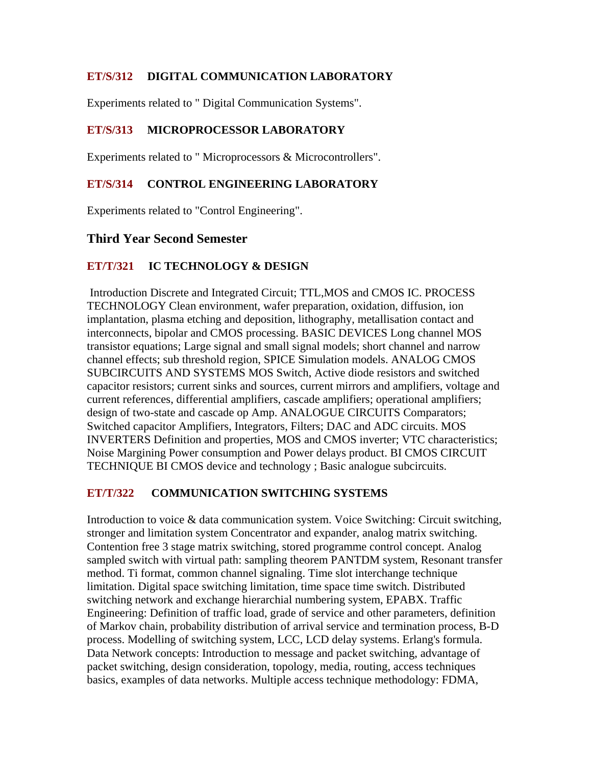### ET/S/312 DIGITAL COMMUNICATION LABORATORY

Experiments related to " Digital Communication Systems".

### ET/S/313 MICROPROCESSOR LABORATORY

Experiments related to " Microprocessors & Microcontrollers".

### ET/S/314 CONTROL ENGINEERING LABORATORY

Experiments related to "Control Engineering".

## Third Year Second Semester

### ET/T/321 IC TECHNOLOGY & DESIGN

Introduction Discrete and Integrated Circuit; TTL,MOS and CMOS IC. PROCESS TECHNOLOGY Clean environment, wafer preparation, oxidation, diffusion, ion implantation, plasma etching and deposition, lithography, metallisation contact and interconnects, bipolar and CMOS processing. BASIC DEVICES Long channel MOS transistor equations; Large signal and small signal models; short channel and narrow channel effects; sub threshold region, SPICE Simulation models. ANALOG CMOS SUBCIRCUITS AND SYSTEMS MOS Switch, Active diode resistors and switched capacitor resistors; current sinks and sources, current mirrors and amplifiers, voltage and current references, differential amplifiers, cascade amplifiers; operational amplifiers; design of two-state and cascade op Amp. ANALOGUE CIRCUITS Comparators; Switched capacitor Amplifiers, Integrators, Filters; DAC and ADC circuits. MOS INVERTERS Definition and properties, MOS and CMOS inverter; VTC characteristics; Noise Margining Power consumption and Power delays product. BI CMOS CIRCUIT TECHNIQUE BI CMOS device and technology ; Basic analogue subcircuits.

### ET/T/322 COMMUNICATION SWITCHING SYSTEMS

Introduction to voice & data communication system. Voice Switching: Circuit switching, stronger and limitation system Concentrator and expander, analog matrix switching. Contention free 3 stage matrix switching, stored programme control concept. Analog sampled switch with virtual path: sampling theorem PANTDM system, Resonant transfer method. Ti format, common channel signaling. Time slot interchange technique limitation. Digital space switching limitation, time space time switch. Distributed switching network and exchange hierarchial numbering system, EPABX. Traffic Engineering: Definition of traffic load, grade of service and other parameters, definition of Markov chain, probability distribution of arrival service and termination process, B-D process. Modelling of switching system, LCC, LCD delay systems. Erlang's formula. Data Network concepts: Introduction to message and packet switching, advantage of packet switching, design consideration, topology, media, routing, access techniques basics, examples of data networks. Multiple access technique methodology: FDMA,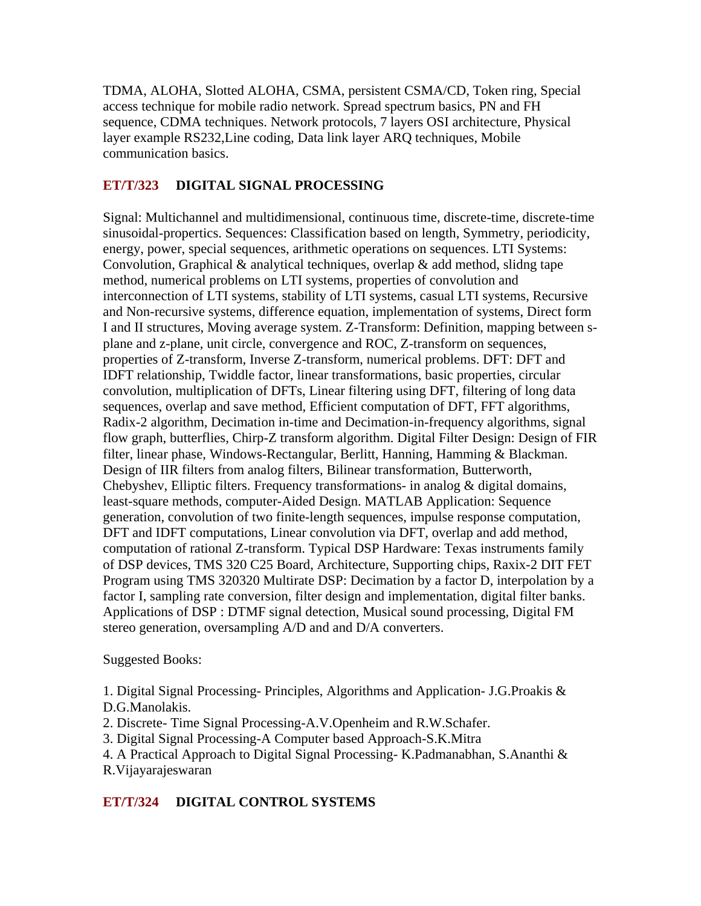TDMA, ALOHA, Slotted ALOHA, CSMA, persistent CSMA/CD, Token ring, Special access technique for mobile radio network. Spread spectrum basics, PN and FH sequence, CDMA techniques. Network protocols, 7 layers OSI architecture, Physical layer example RS232,Line coding, Data link layer ARQ techniques, Mobile communication basics.

## ET/T/323 DIGITAL SIGNAL PROCESSING

Signal: Multichannel and multidimensional, continuous time, discrete-time, discrete-time sinusoidal-propertics. Sequences: Classification based on length, Symmetry, periodicity, energy, power, special sequences, arithmetic operations on sequences. LTI Systems: Convolution, Graphical & analytical techniques, overlap & add method, slidng tape method, numerical problems on LTI systems, properties of convolution and interconnection of LTI systems, stability of LTI systems, casual LTI systems, Recursive and Non-recursive systems, difference equation, implementation of systems, Direct form I and II structures, Moving average system. Z-Transform: Definition, mapping between s-plane and z-plane, unit circle, convergence and ROC, Z-transform on sequences, properties of Z-transform, Inverse Z-transform, numerical problems. DFT: DFT and IDFT relationship, Twiddle factor, linear transformations, basic properties, circular convolution, multiplication of DFTs, Linear filtering using DFT, filtering of long data sequences, overlap and save method, Efficient computation of DFT, FFT algorithms, Radix-2 algorithm, Decimation in-time and Decimation-in-frequency algorithms, signal flow graph, butterflies, Chirp-Z transform algorithm. Digital Filter Design: Design of FIR filter, linear phase, Windows-Rectangular, Berlitt, Hanning, Hamming & Blackman. Design of IIR filters from analog filters, Bilinear transformation, Butterworth, Chebyshev, Elliptic filters. Frequency transformations- in analog & digital domains, least-square methods, computer-Aided Design. MATLAB Application: Sequence generation, convolution of two finite-length sequences, impulse response computation, DFT and IDFT computations, Linear convolution via DFT, overlap and add method, computation of rational Z-transform. Typical DSP Hardware: Texas instruments family of DSP devices, TMS 320 C25 Board, Architecture, Supporting chips, Raxix-2 DIT FET Program using TMS 320320 Multirate DSP: Decimation by a factor D, interpolation by a factor I, sampling rate conversion, filter design and implementation, digital filter banks. Applications of DSP : DTMF signal detection, Musical sound processing, Digital FM stereo generation, oversampling A/D and and D/A converters.

Suggested Books:

1. Digital Signal Processing- Principles, Algorithms and Application- J.G.Proakis & D.G.Manolakis.
2. Discrete- Time Signal Processing-A.V.Openheim and R.W.Schafer.
3. Digital Signal Processing-A Computer based Approach-S.K.Mitra
4. A Practical Approach to Digital Signal Processing- K.Padmanabhan, S.Ananthi & R.Vijayarajeswaran

## ET/T/324 DIGITAL CONTROL SYSTEMS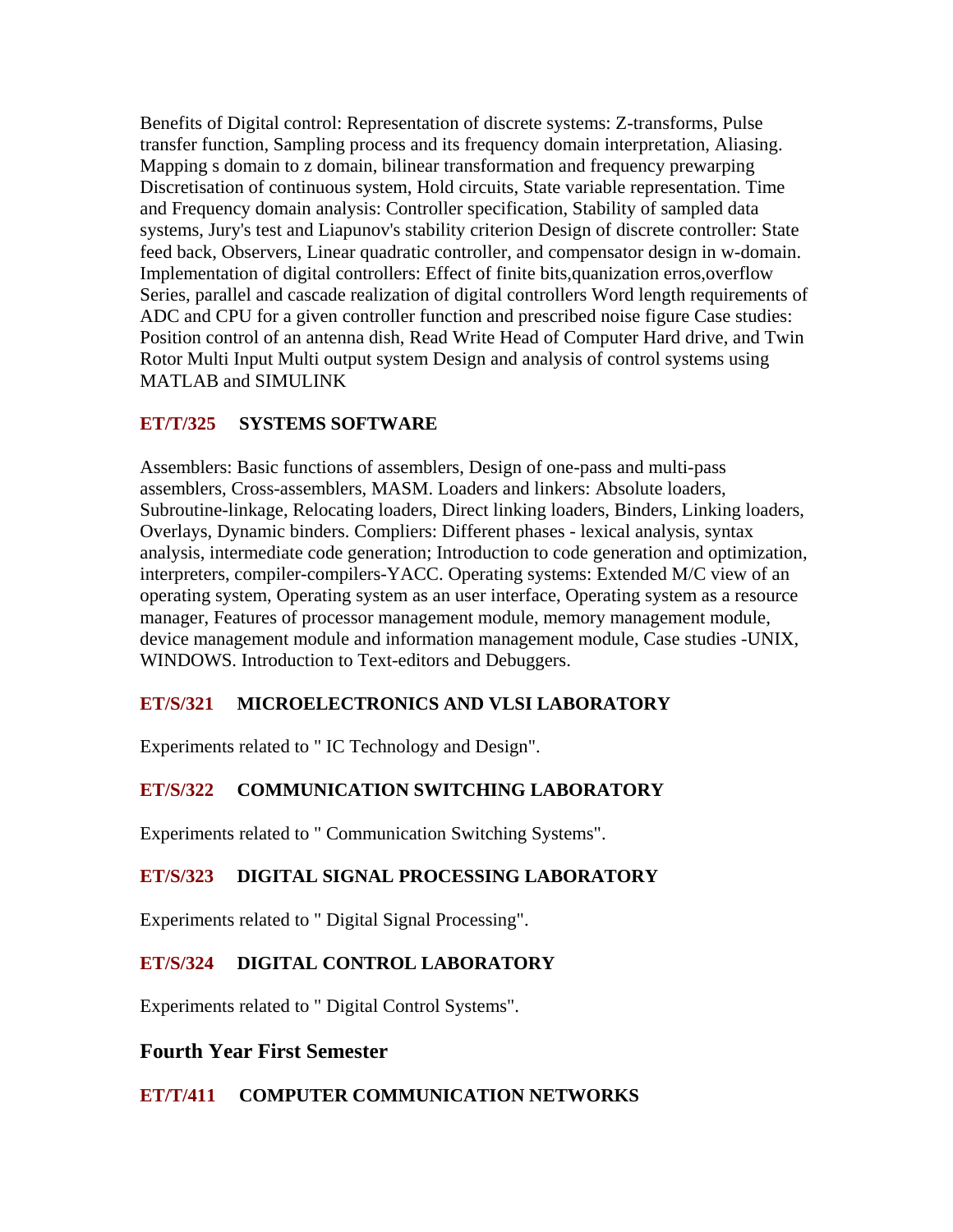Benefits of Digital control: Representation of discrete systems: Z-transforms, Pulse transfer function, Sampling process and its frequency domain interpretation, Aliasing. Mapping s domain to z domain, bilinear transformation and frequency prewarping Discretisation of continuous system, Hold circuits, State variable representation. Time and Frequency domain analysis: Controller specification, Stability of sampled data systems, Jury's test and Liapunov's stability criterion Design of discrete controller: State feed back, Observers, Linear quadratic controller, and compensator design in w-domain. Implementation of digital controllers: Effect of finite bits,quanization erros,overflow Series, parallel and cascade realization of digital controllers Word length requirements of ADC and CPU for a given controller function and prescribed noise figure Case studies: Position control of an antenna dish, Read Write Head of Computer Hard drive, and Twin Rotor Multi Input Multi output system Design and analysis of control systems using MATLAB and SIMULINK

### ET/T/325 SYSTEMS SOFTWARE

Assemblers: Basic functions of assemblers, Design of one-pass and multi-pass assemblers, Cross-assemblers, MASM. Loaders and linkers: Absolute loaders, Subroutine-linkage, Relocating loaders, Direct linking loaders, Binders, Linking loaders, Overlays, Dynamic binders. Compliers: Different phases - lexical analysis, syntax analysis, intermediate code generation; Introduction to code generation and optimization, interpreters, compiler-compilers-YACC. Operating systems: Extended M/C view of an operating system, Operating system as an user interface, Operating system as a resource manager, Features of processor management module, memory management module, device management module and information management module, Case studies -UNIX, WINDOWS. Introduction to Text-editors and Debuggers.

### ET/S/321 MICROELECTRONICS AND VLSI LABORATORY

Experiments related to " IC Technology and Design".

### ET/S/322 COMMUNICATION SWITCHING LABORATORY

Experiments related to " Communication Switching Systems".

### ET/S/323 DIGITAL SIGNAL PROCESSING LABORATORY

Experiments related to " Digital Signal Processing".

### ET/S/324 DIGITAL CONTROL LABORATORY

Experiments related to " Digital Control Systems".

## Fourth Year First Semester

### ET/T/411 COMPUTER COMMUNICATION NETWORKS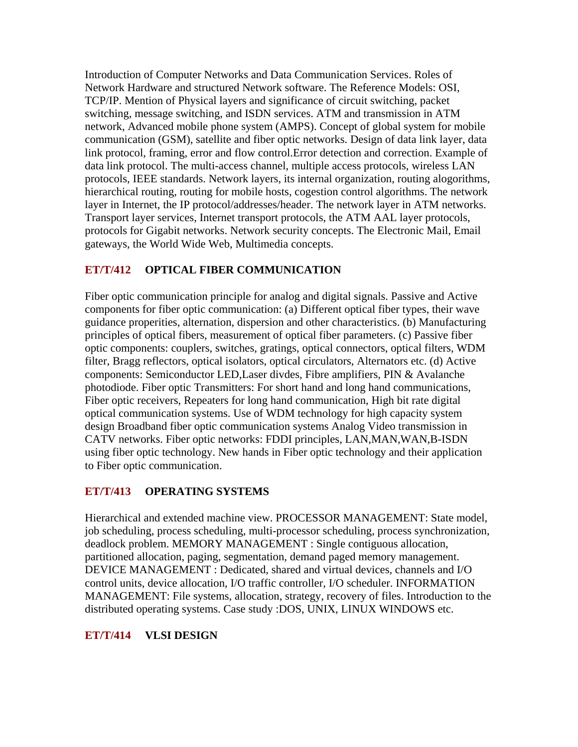Introduction of Computer Networks and Data Communication Services. Roles of Network Hardware and structured Network software. The Reference Models: OSI, TCP/IP. Mention of Physical layers and significance of circuit switching, packet switching, message switching, and ISDN services. ATM and transmission in ATM network, Advanced mobile phone system (AMPS). Concept of global system for mobile communication (GSM), satellite and fiber optic networks. Design of data link layer, data link protocol, framing, error and flow control.Error detection and correction. Example of data link protocol. The multi-access channel, multiple access protocols, wireless LAN protocols, IEEE standards. Network layers, its internal organization, routing alogorithms, hierarchical routing, routing for mobile hosts, cogestion control algorithms. The network layer in Internet, the IP protocol/addresses/header. The network layer in ATM networks. Transport layer services, Internet transport protocols, the ATM AAL layer protocols, protocols for Gigabit networks. Network security concepts. The Electronic Mail, Email gateways, the World Wide Web, Multimedia concepts.

### ET/T/412 OPTICAL FIBER COMMUNICATION

Fiber optic communication principle for analog and digital signals. Passive and Active components for fiber optic communication: (a) Different optical fiber types, their wave guidance properities, alternation, dispersion and other characteristics. (b) Manufacturing principles of optical fibers, measurement of optical fiber parameters. (c) Passive fiber optic components: couplers, switches, gratings, optical connectors, optical filters, WDM filter, Bragg reflectors, optical isolators, optical circulators, Alternators etc. (d) Active components: Semiconductor LED,Laser divdes, Fibre amplifiers, PIN & Avalanche photodiode. Fiber optic Transmitters: For short hand and long hand communications, Fiber optic receivers, Repeaters for long hand communication, High bit rate digital optical communication systems. Use of WDM technology for high capacity system design Broadband fiber optic communication systems Analog Video transmission in CATV networks. Fiber optic networks: FDDI principles, LAN,MAN,WAN,B-ISDN using fiber optic technology. New hands in Fiber optic technology and their application to Fiber optic communication.

### ET/T/413 OPERATING SYSTEMS

Hierarchical and extended machine view. PROCESSOR MANAGEMENT: State model, job scheduling, process scheduling, multi-processor scheduling, process synchronization, deadlock problem. MEMORY MANAGEMENT : Single contiguous allocation, partitioned allocation, paging, segmentation, demand paged memory management. DEVICE MANAGEMENT : Dedicated, shared and virtual devices, channels and I/O control units, device allocation, I/O traffic controller, I/O scheduler. INFORMATION MANAGEMENT: File systems, allocation, strategy, recovery of files. Introduction to the distributed operating systems. Case study :DOS, UNIX, LINUX WINDOWS etc.

### ET/T/414 VLSI DESIGN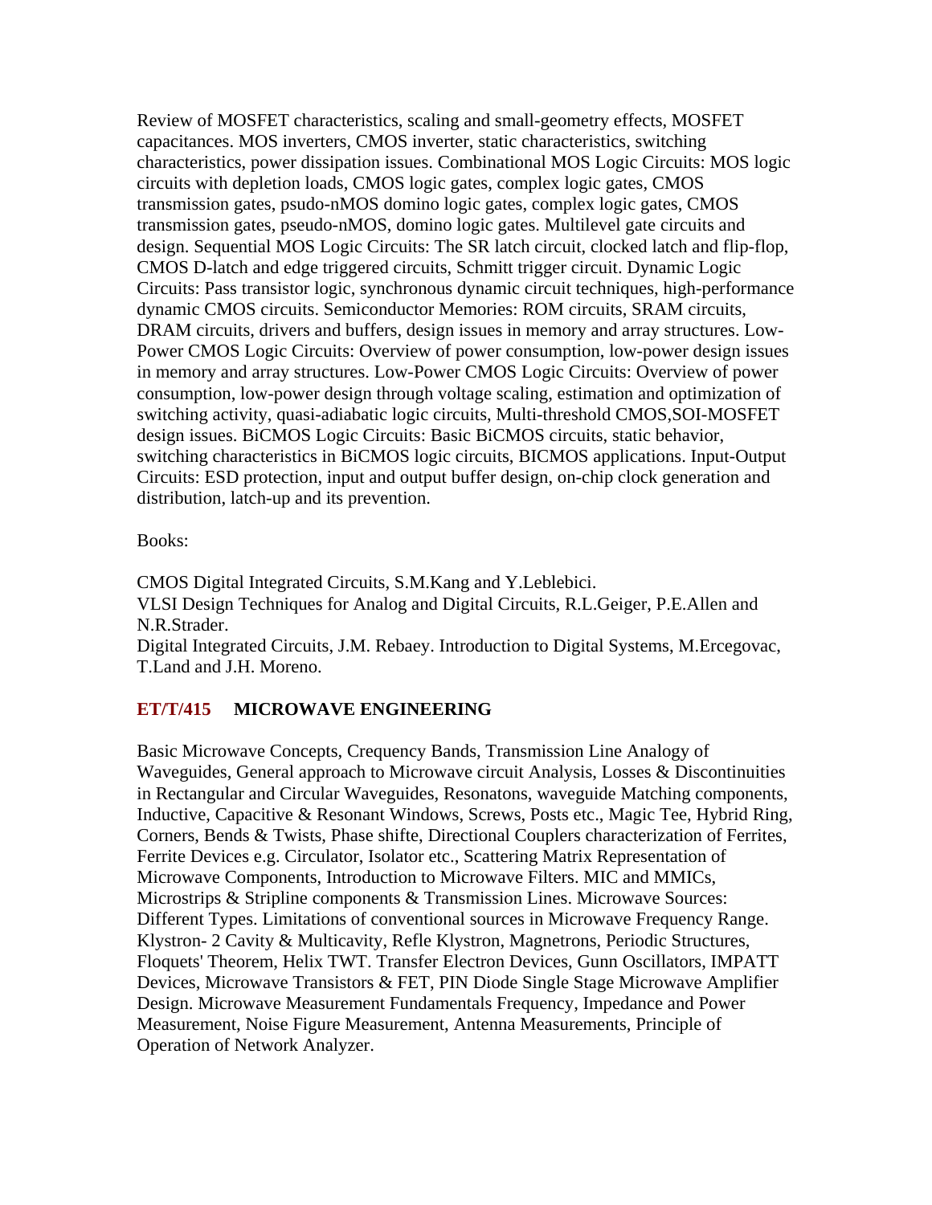Review of MOSFET characteristics, scaling and small-geometry effects, MOSFET capacitances. MOS inverters, CMOS inverter, static characteristics, switching characteristics, power dissipation issues. Combinational MOS Logic Circuits: MOS logic circuits with depletion loads, CMOS logic gates, complex logic gates, CMOS transmission gates, psudo-nMOS domino logic gates, complex logic gates, CMOS transmission gates, pseudo-nMOS, domino logic gates. Multilevel gate circuits and design. Sequential MOS Logic Circuits: The SR latch circuit, clocked latch and flip-flop, CMOS D-latch and edge triggered circuits, Schmitt trigger circuit. Dynamic Logic Circuits: Pass transistor logic, synchronous dynamic circuit techniques, high-performance dynamic CMOS circuits. Semiconductor Memories: ROM circuits, SRAM circuits, DRAM circuits, drivers and buffers, design issues in memory and array structures. Low-Power CMOS Logic Circuits: Overview of power consumption, low-power design issues in memory and array structures. Low-Power CMOS Logic Circuits: Overview of power consumption, low-power design through voltage scaling, estimation and optimization of switching activity, quasi-adiabatic logic circuits, Multi-threshold CMOS,SOI-MOSFET design issues. BiCMOS Logic Circuits: Basic BiCMOS circuits, static behavior, switching characteristics in BiCMOS logic circuits, BICMOS applications. Input-Output Circuits: ESD protection, input and output buffer design, on-chip clock generation and distribution, latch-up and its prevention.

Books:

CMOS Digital Integrated Circuits, S.M.Kang and Y.Leblebici.
VLSI Design Techniques for Analog and Digital Circuits, R.L.Geiger, P.E.Allen and N.R.Strader.
Digital Integrated Circuits, J.M. Rebaey. Introduction to Digital Systems, M.Ercegovac, T.Land and J.H. Moreno.

## ET/T/415 MICROWAVE ENGINEERING

Basic Microwave Concepts, Crequency Bands, Transmission Line Analogy of Waveguides, General approach to Microwave circuit Analysis, Losses & Discontinuities in Rectangular and Circular Waveguides, Resonatons, waveguide Matching components, Inductive, Capacitive & Resonant Windows, Screws, Posts etc., Magic Tee, Hybrid Ring, Corners, Bends & Twists, Phase shifte, Directional Couplers characterization of Ferrites, Ferrite Devices e.g. Circulator, Isolator etc., Scattering Matrix Representation of Microwave Components, Introduction to Microwave Filters. MIC and MMICs, Microstrips & Stripline components & Transmission Lines. Microwave Sources: Different Types. Limitations of conventional sources in Microwave Frequency Range. Klystron- 2 Cavity & Multicavity, Refle Klystron, Magnetrons, Periodic Structures, Floquets' Theorem, Helix TWT. Transfer Electron Devices, Gunn Oscillators, IMPATT Devices, Microwave Transistors & FET, PIN Diode Single Stage Microwave Amplifier Design. Microwave Measurement Fundamentals Frequency, Impedance and Power Measurement, Noise Figure Measurement, Antenna Measurements, Principle of Operation of Network Analyzer.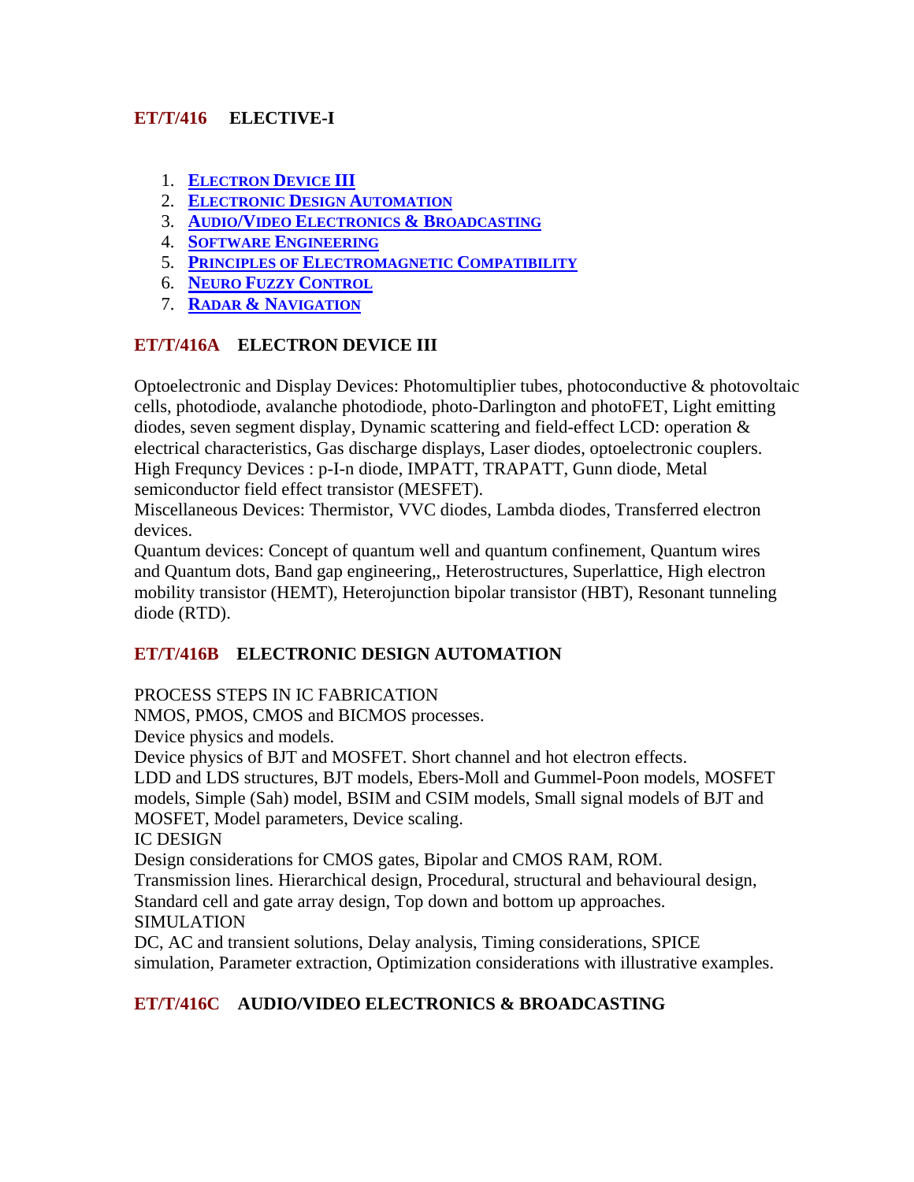## ET/T/416 ELECTIVE-I

1. [Electron Device III]
2. [Electronic Design Automation]
3. [Audio/Video Electronics & Broadcasting]
4. [Software Engineering]
5. [Principles of Electromagnetic Compatibility]
6. [Neuro Fuzzy Control]
7. [Radar & Navigation]

## ET/T/416A ELECTRON DEVICE III

Optoelectronic and Display Devices: Photomultiplier tubes, photoconductive & photovoltaic cells, photodiode, avalanche photodiode, photo-Darlington and photoFET, Light emitting diodes, seven segment display, Dynamic scattering and field-effect LCD: operation & electrical characteristics, Gas discharge displays, Laser diodes, optoelectronic couplers.
High Frequncy Devices : p-I-n diode, IMPATT, TRAPATT, Gunn diode, Metal semiconductor field effect transistor (MESFET).
Miscellaneous Devices: Thermistor, VVC diodes, Lambda diodes, Transferred electron devices.
Quantum devices: Concept of quantum well and quantum confinement, Quantum wires and Quantum dots, Band gap engineering,, Heterostructures, Superlattice, High electron mobility transistor (HEMT), Heterojunction bipolar transistor (HBT), Resonant tunneling diode (RTD).

## ET/T/416B ELECTRONIC DESIGN AUTOMATION

PROCESS STEPS IN IC FABRICATION
NMOS, PMOS, CMOS and BICMOS processes.
Device physics and models.
Device physics of BJT and MOSFET. Short channel and hot electron effects.
LDD and LDS structures, BJT models, Ebers-Moll and Gummel-Poon models, MOSFET models, Simple (Sah) model, BSIM and CSIM models, Small signal models of BJT and MOSFET, Model parameters, Device scaling.
IC DESIGN
Design considerations for CMOS gates, Bipolar and CMOS RAM, ROM.
Transmission lines. Hierarchical design, Procedural, structural and behavioural design, Standard cell and gate array design, Top down and bottom up approaches.
SIMULATION
DC, AC and transient solutions, Delay analysis, Timing considerations, SPICE simulation, Parameter extraction, Optimization considerations with illustrative examples.

## ET/T/416C AUDIO/VIDEO ELECTRONICS & BROADCASTING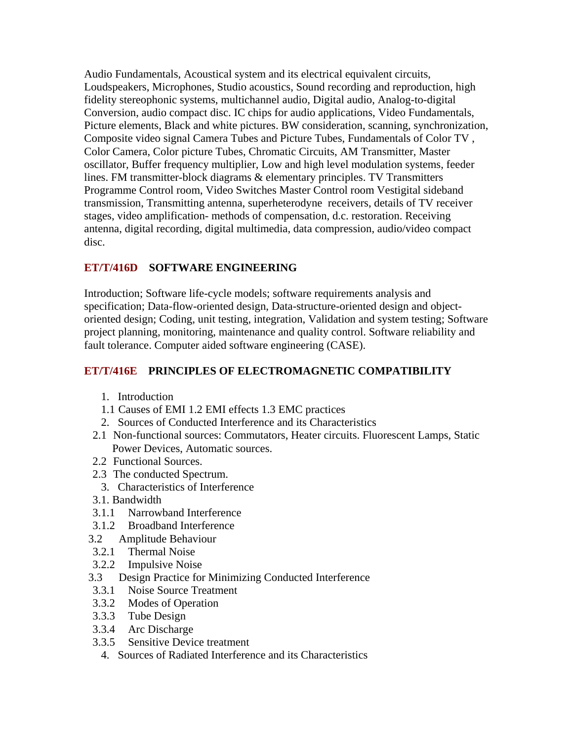Audio Fundamentals, Acoustical system and its electrical equivalent circuits, Loudspeakers, Microphones, Studio acoustics, Sound recording and reproduction, high fidelity stereophonic systems, multichannel audio, Digital audio, Analog-to-digital Conversion, audio compact disc. IC chips for audio applications, Video Fundamentals, Picture elements, Black and white pictures. BW consideration, scanning, synchronization, Composite video signal Camera Tubes and Picture Tubes, Fundamentals of Color TV , Color Camera, Color picture Tubes, Chromatic Circuits, AM Transmitter, Master oscillator, Buffer frequency multiplier, Low and high level modulation systems, feeder lines. FM transmitter-block diagrams & elementary principles. TV Transmitters Programme Control room, Video Switches Master Control room Vestigital sideband transmission, Transmitting antenna, superheterodyne receivers, details of TV receiver stages, video amplification- methods of compensation, d.c. restoration. Receiving antenna, digital recording, digital multimedia, data compression, audio/video compact disc.

### ET/T/416D SOFTWARE ENGINEERING

Introduction; Software life-cycle models; software requirements analysis and specification; Data-flow-oriented design, Data-structure-oriented design and object-oriented design; Coding, unit testing, integration, Validation and system testing; Software project planning, monitoring, maintenance and quality control. Software reliability and fault tolerance. Computer aided software engineering (CASE).

### ET/T/416E PRINCIPLES OF ELECTROMAGNETIC COMPATIBILITY

1. Introduction

1.1 Causes of EMI 1.2 EMI effects 1.3 EMC practices

2. Sources of Conducted Interference and its Characteristics

2.1 Non-functional sources: Commutators, Heater circuits. Fluorescent Lamps, Static Power Devices, Automatic sources.

2.2 Functional Sources.

2.3 The conducted Spectrum.

3. Characteristics of Interference

3.1. Bandwidth

3.1.1 Narrowband Interference

3.1.2 Broadband Interference

3.2 Amplitude Behaviour

3.2.1 Thermal Noise

3.2.2 Impulsive Noise

3.3 Design Practice for Minimizing Conducted Interference

3.3.1 Noise Source Treatment

3.3.2 Modes of Operation

3.3.3 Tube Design

3.3.4 Arc Discharge

3.3.5 Sensitive Device treatment

4. Sources of Radiated Interference and its Characteristics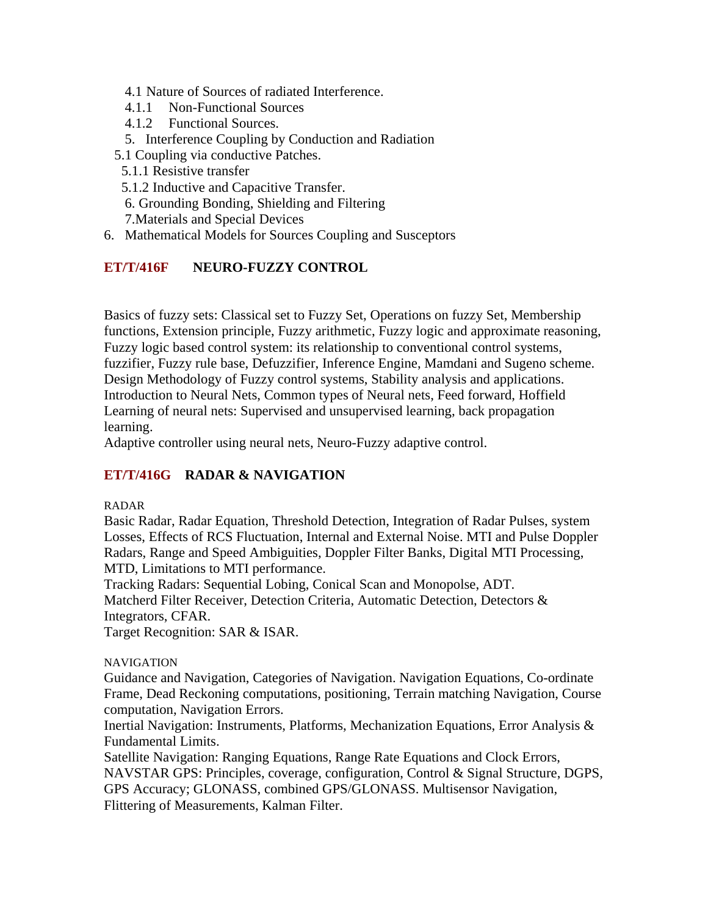4.1 Nature of Sources of radiated Interference.

4.1.1 Non-Functional Sources

4.1.2 Functional Sources.

5. Interference Coupling by Conduction and Radiation

5.1 Coupling via conductive Patches.

5.1.1 Resistive transfer

5.1.2 Inductive and Capacitive Transfer.

6. Grounding Bonding, Shielding and Filtering

7.Materials and Special Devices

6. Mathematical Models for Sources Coupling and Susceptors

## ET/T/416F NEURO-FUZZY CONTROL

Basics of fuzzy sets: Classical set to Fuzzy Set, Operations on fuzzy Set, Membership functions, Extension principle, Fuzzy arithmetic, Fuzzy logic and approximate reasoning, Fuzzy logic based control system: its relationship to conventional control systems, fuzzifier, Fuzzy rule base, Defuzzifier, Inference Engine, Mamdani and Sugeno scheme. Design Methodology of Fuzzy control systems, Stability analysis and applications. Introduction to Neural Nets, Common types of Neural nets, Feed forward, Hoffield Learning of neural nets: Supervised and unsupervised learning, back propagation learning.
Adaptive controller using neural nets, Neuro-Fuzzy adaptive control.

## ET/T/416G RADAR & NAVIGATION

RADAR

Basic Radar, Radar Equation, Threshold Detection, Integration of Radar Pulses, system Losses, Effects of RCS Fluctuation, Internal and External Noise. MTI and Pulse Doppler Radars, Range and Speed Ambiguities, Doppler Filter Banks, Digital MTI Processing, MTD, Limitations to MTI performance.
Tracking Radars: Sequential Lobing, Conical Scan and Monopolse, ADT.
Matcherd Filter Receiver, Detection Criteria, Automatic Detection, Detectors & Integrators, CFAR.
Target Recognition: SAR & ISAR.

NAVIGATION

Guidance and Navigation, Categories of Navigation. Navigation Equations, Co-ordinate Frame, Dead Reckoning computations, positioning, Terrain matching Navigation, Course computation, Navigation Errors.
Inertial Navigation: Instruments, Platforms, Mechanization Equations, Error Analysis & Fundamental Limits.
Satellite Navigation: Ranging Equations, Range Rate Equations and Clock Errors, NAVSTAR GPS: Principles, coverage, configuration, Control & Signal Structure, DGPS, GPS Accuracy; GLONASS, combined GPS/GLONASS. Multisensor Navigation, Flittering of Measurements, Kalman Filter.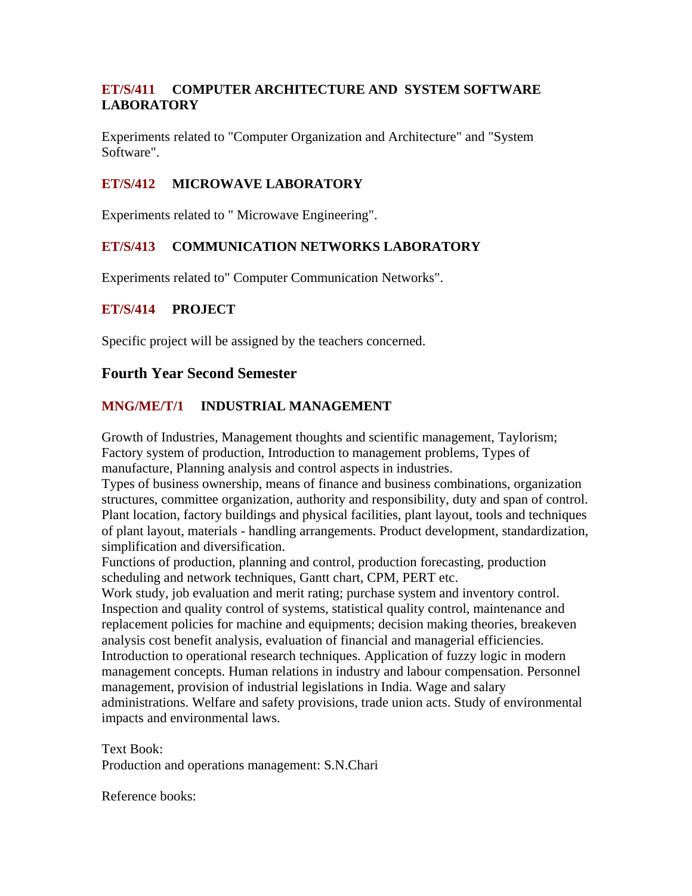### ET/S/411 COMPUTER ARCHITECTURE AND SYSTEM SOFTWARE LABORATORY

Experiments related to "Computer Organization and Architecture" and "System Software".

### ET/S/412 MICROWAVE LABORATORY

Experiments related to " Microwave Engineering".

### ET/S/413 COMMUNICATION NETWORKS LABORATORY

Experiments related to" Computer Communication Networks".

### ET/S/414 PROJECT

Specific project will be assigned by the teachers concerned.

## Fourth Year Second Semester

### MNG/ME/T/1 INDUSTRIAL MANAGEMENT

Growth of Industries, Management thoughts and scientific management, Taylorism; Factory system of production, Introduction to management problems, Types of manufacture, Planning analysis and control aspects in industries.
Types of business ownership, means of finance and business combinations, organization structures, committee organization, authority and responsibility, duty and span of control. Plant location, factory buildings and physical facilities, plant layout, tools and techniques of plant layout, materials - handling arrangements. Product development, standardization, simplification and diversification.
Functions of production, planning and control, production forecasting, production scheduling and network techniques, Gantt chart, CPM, PERT etc.
Work study, job evaluation and merit rating; purchase system and inventory control. Inspection and quality control of systems, statistical quality control, maintenance and replacement policies for machine and equipments; decision making theories, breakeven analysis cost benefit analysis, evaluation of financial and managerial efficiencies. Introduction to operational research techniques. Application of fuzzy logic in modern management concepts. Human relations in industry and labour compensation. Personnel management, provision of industrial legislations in India. Wage and salary administrations. Welfare and safety provisions, trade union acts. Study of environmental impacts and environmental laws.

Text Book:
Production and operations management: S.N.Chari

Reference books: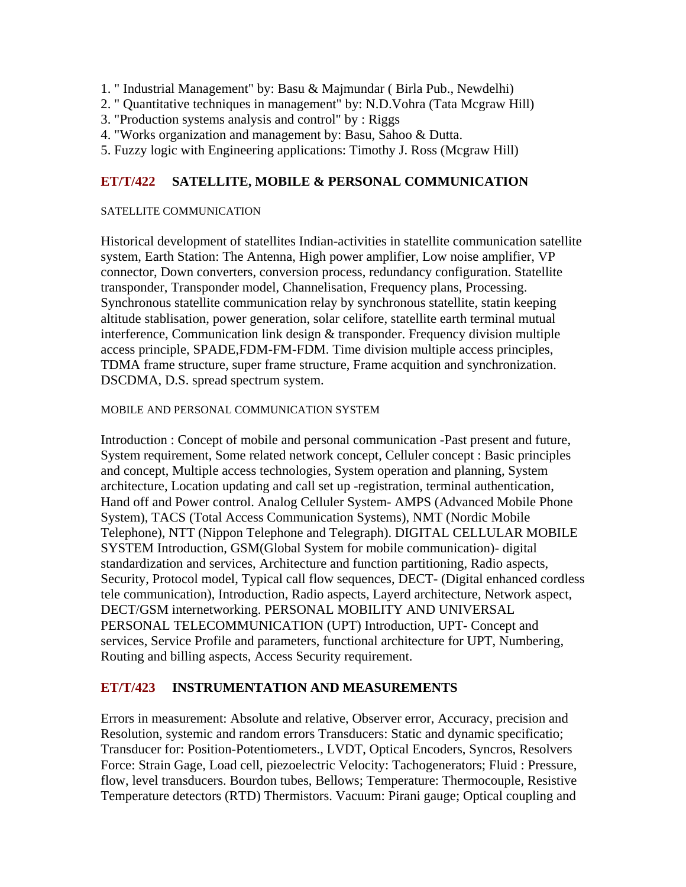1. " Industrial Management" by: Basu & Majmundar ( Birla Pub., Newdelhi)
2. " Quantitative techniques in management" by: N.D.Vohra (Tata Mcgraw Hill)
3. "Production systems analysis and control" by : Riggs
4. "Works organization and management by: Basu, Sahoo & Dutta.
5. Fuzzy logic with Engineering applications: Timothy J. Ross (Mcgraw Hill)

## ET/T/422 SATELLITE, MOBILE & PERSONAL COMMUNICATION

SATELLITE COMMUNICATION

Historical development of statellites Indian-activities in statellite communication satellite system, Earth Station: The Antenna, High power amplifier, Low noise amplifier, VP connector, Down converters, conversion process, redundancy configuration. Statellite transponder, Transponder model, Channelisation, Frequency plans, Processing. Synchronous statellite communication relay by synchronous statellite, statin keeping altitude stablisation, power generation, solar celifore, statellite earth terminal mutual interference, Communication link design & transponder. Frequency division multiple access principle, SPADE,FDM-FM-FDM. Time division multiple access principles, TDMA frame structure, super frame structure, Frame acquition and synchronization. DSCDMA, D.S. spread spectrum system.

MOBILE AND PERSONAL COMMUNICATION SYSTEM

Introduction : Concept of mobile and personal communication -Past present and future, System requirement, Some related network concept, Celluler concept : Basic principles and concept, Multiple access technologies, System operation and planning, System architecture, Location updating and call set up -registration, terminal authentication, Hand off and Power control. Analog Celluler System- AMPS (Advanced Mobile Phone System), TACS (Total Access Communication Systems), NMT (Nordic Mobile Telephone), NTT (Nippon Telephone and Telegraph). DIGITAL CELLULAR MOBILE SYSTEM Introduction, GSM(Global System for mobile communication)- digital standardization and services, Architecture and function partitioning, Radio aspects, Security, Protocol model, Typical call flow sequences, DECT- (Digital enhanced cordless tele communication), Introduction, Radio aspects, Layerd architecture, Network aspect, DECT/GSM internetworking. PERSONAL MOBILITY AND UNIVERSAL PERSONAL TELECOMMUNICATION (UPT) Introduction, UPT- Concept and services, Service Profile and parameters, functional architecture for UPT, Numbering, Routing and billing aspects, Access Security requirement.

## ET/T/423 INSTRUMENTATION AND MEASUREMENTS

Errors in measurement: Absolute and relative, Observer error, Accuracy, precision and Resolution, systemic and random errors Transducers: Static and dynamic specificatio; Transducer for: Position-Potentiometers., LVDT, Optical Encoders, Syncros, Resolvers Force: Strain Gage, Load cell, piezoelectric Velocity: Tachogenerators; Fluid : Pressure, flow, level transducers. Bourdon tubes, Bellows; Temperature: Thermocouple, Resistive Temperature detectors (RTD) Thermistors. Vacuum: Pirani gauge; Optical coupling and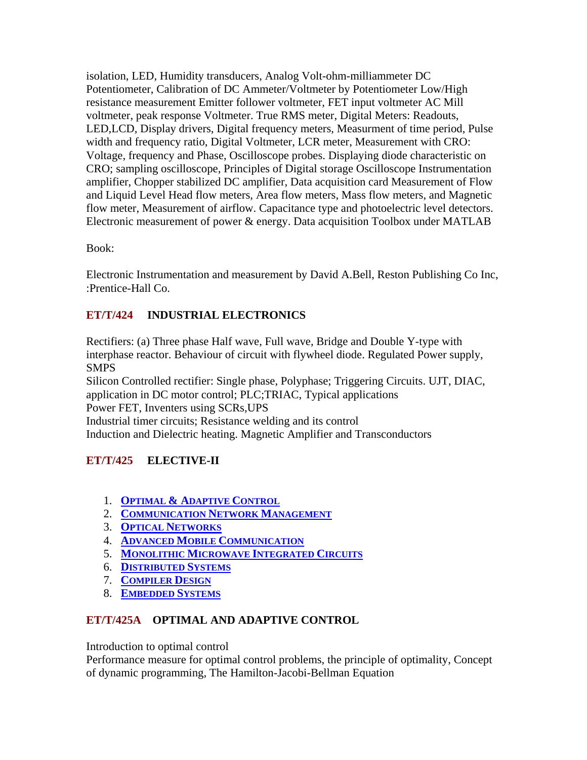isolation, LED, Humidity transducers, Analog Volt-ohm-milliammeter DC Potentiometer, Calibration of DC Ammeter/Voltmeter by Potentiometer Low/High resistance measurement Emitter follower voltmeter, FET input voltmeter AC Mill voltmeter, peak response Voltmeter. True RMS meter, Digital Meters: Readouts, LED,LCD, Display drivers, Digital frequency meters, Measurment of time period, Pulse width and frequency ratio, Digital Voltmeter, LCR meter, Measurement with CRO: Voltage, frequency and Phase, Oscilloscope probes. Displaying diode characteristic on CRO; sampling oscilloscope, Principles of Digital storage Oscilloscope Instrumentation amplifier, Chopper stabilized DC amplifier, Data acquisition card Measurement of Flow and Liquid Level Head flow meters, Area flow meters, Mass flow meters, and Magnetic flow meter, Measurement of airflow. Capacitance type and photoelectric level detectors. Electronic measurement of power & energy. Data acquisition Toolbox under MATLAB

Book:

Electronic Instrumentation and measurement by David A.Bell, Reston Publishing Co Inc, :Prentice-Hall Co.

### ET/T/424 INDUSTRIAL ELECTRONICS

Rectifiers: (a) Three phase Half wave, Full wave, Bridge and Double Y-type with interphase reactor. Behaviour of circuit with flywheel diode. Regulated Power supply, SMPS
Silicon Controlled rectifier: Single phase, Polyphase; Triggering Circuits. UJT, DIAC, application in DC motor control; PLC;TRIAC, Typical applications
Power FET, Inventers using SCRs,UPS
Industrial timer circuits; Resistance welding and its control
Induction and Dielectric heating. Magnetic Amplifier and Transconductors

### ET/T/425 ELECTIVE-II

1. OPTIMAL & ADAPTIVE CONTROL
2. COMMUNICATION NETWORK MANAGEMENT
3. OPTICAL NETWORKS
4. ADVANCED MOBILE COMMUNICATION
5. MONOLITHIC MICROWAVE INTEGRATED CIRCUITS
6. DISTRIBUTED SYSTEMS
7. COMPILER DESIGN
8. EMBEDDED SYSTEMS

### ET/T/425A OPTIMAL AND ADAPTIVE CONTROL

Introduction to optimal control
Performance measure for optimal control problems, the principle of optimality, Concept of dynamic programming, The Hamilton-Jacobi-Bellman Equation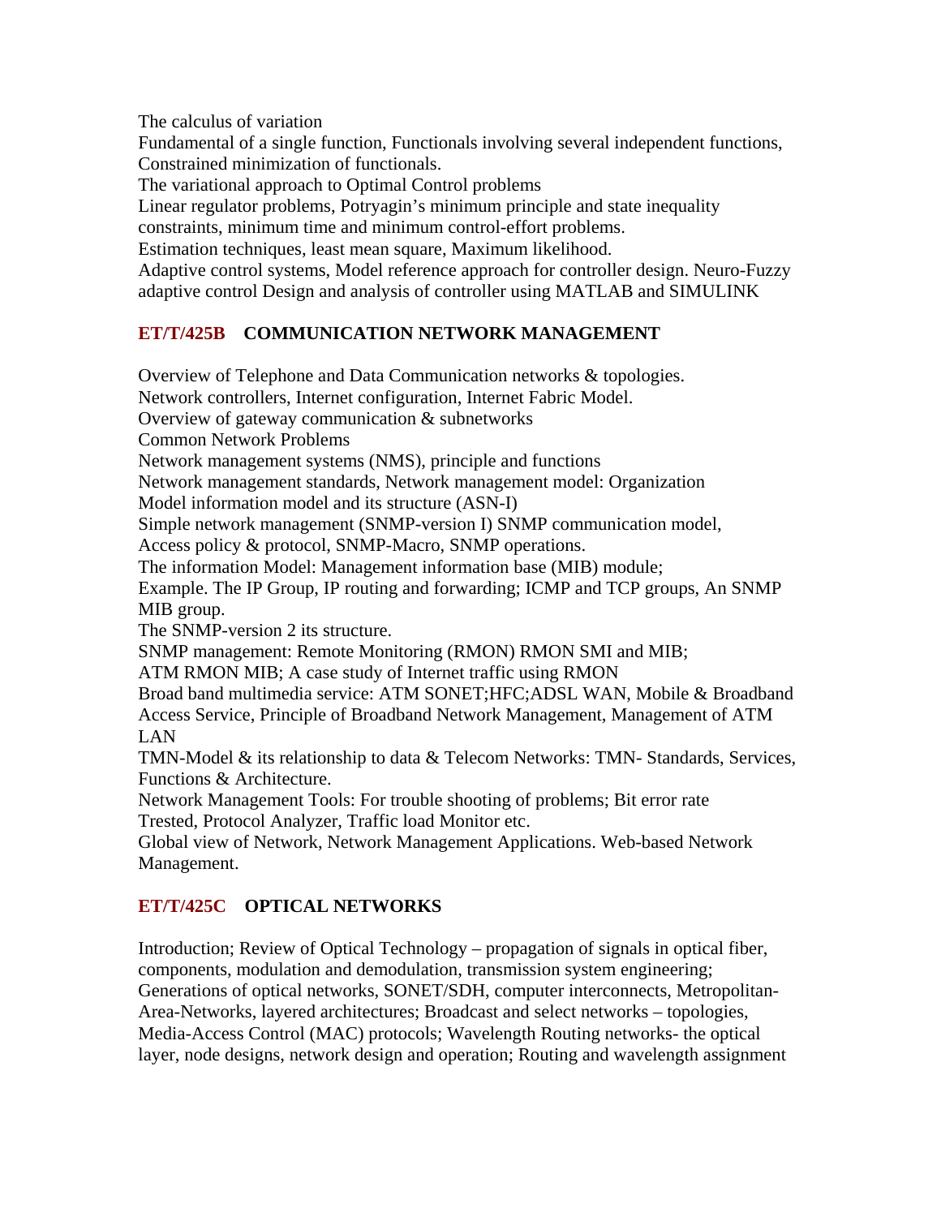The calculus of variation

Fundamental of a single function, Functionals involving several independent functions, Constrained minimization of functionals.

The variational approach to Optimal Control problems

Linear regulator problems, Potryagin's minimum principle and state inequality constraints, minimum time and minimum control-effort problems.

Estimation techniques, least mean square, Maximum likelihood.

Adaptive control systems, Model reference approach for controller design. Neuro-Fuzzy adaptive control Design and analysis of controller using MATLAB and SIMULINK

## ET/T/425B COMMUNICATION NETWORK MANAGEMENT

Overview of Telephone and Data Communication networks & topologies.

Network controllers, Internet configuration, Internet Fabric Model.

Overview of gateway communication & subnetworks

Common Network Problems

Network management systems (NMS), principle and functions

Network management standards, Network management model: Organization Model information model and its structure (ASN-I)

Simple network management (SNMP-version I) SNMP communication model, Access policy & protocol, SNMP-Macro, SNMP operations.

The information Model: Management information base (MIB) module;

Example. The IP Group, IP routing and forwarding; ICMP and TCP groups, An SNMP MIB group.

The SNMP-version 2 its structure.

SNMP management: Remote Monitoring (RMON) RMON SMI and MIB;

ATM RMON MIB; A case study of Internet traffic using RMON

Broad band multimedia service: ATM SONET;HFC;ADSL WAN, Mobile & Broadband Access Service, Principle of Broadband Network Management, Management of ATM LAN

TMN-Model & its relationship to data & Telecom Networks: TMN- Standards, Services, Functions & Architecture.

Network Management Tools: For trouble shooting of problems; Bit error rate Trested, Protocol Analyzer, Traffic load Monitor etc.

Global view of Network, Network Management Applications. Web-based Network Management.

## ET/T/425C OPTICAL NETWORKS

Introduction; Review of Optical Technology – propagation of signals in optical fiber, components, modulation and demodulation, transmission system engineering; Generations of optical networks, SONET/SDH, computer interconnects, Metropolitan-Area-Networks, layered architectures; Broadcast and select networks – topologies, Media-Access Control (MAC) protocols; Wavelength Routing networks- the optical layer, node designs, network design and operation; Routing and wavelength assignment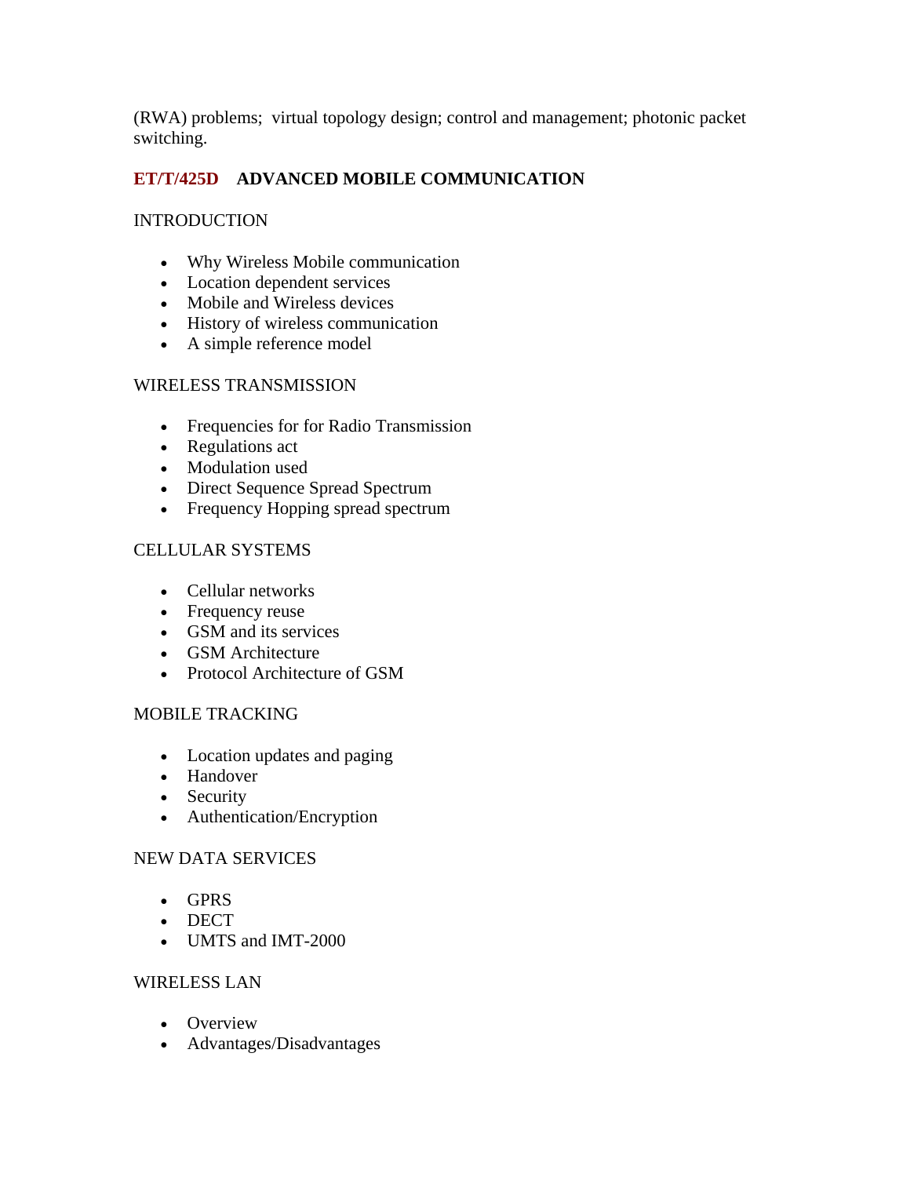(RWA) problems; virtual topology design; control and management; photonic packet switching.

### ET/T/425D ADVANCED MOBILE COMMUNICATION

INTRODUCTION

- Why Wireless Mobile communication
- Location dependent services
- Mobile and Wireless devices
- History of wireless communication
- A simple reference model

WIRELESS TRANSMISSION

- Frequencies for for Radio Transmission
- Regulations act
- Modulation used
- Direct Sequence Spread Spectrum
- Frequency Hopping spread spectrum

CELLULAR SYSTEMS

- Cellular networks
- Frequency reuse
- GSM and its services
- GSM Architecture
- Protocol Architecture of GSM

MOBILE TRACKING

- Location updates and paging
- Handover
- Security
- Authentication/Encryption

NEW DATA SERVICES

- GPRS
- DECT
- UMTS and IMT-2000

WIRELESS LAN

- Overview
- Advantages/Disadvantages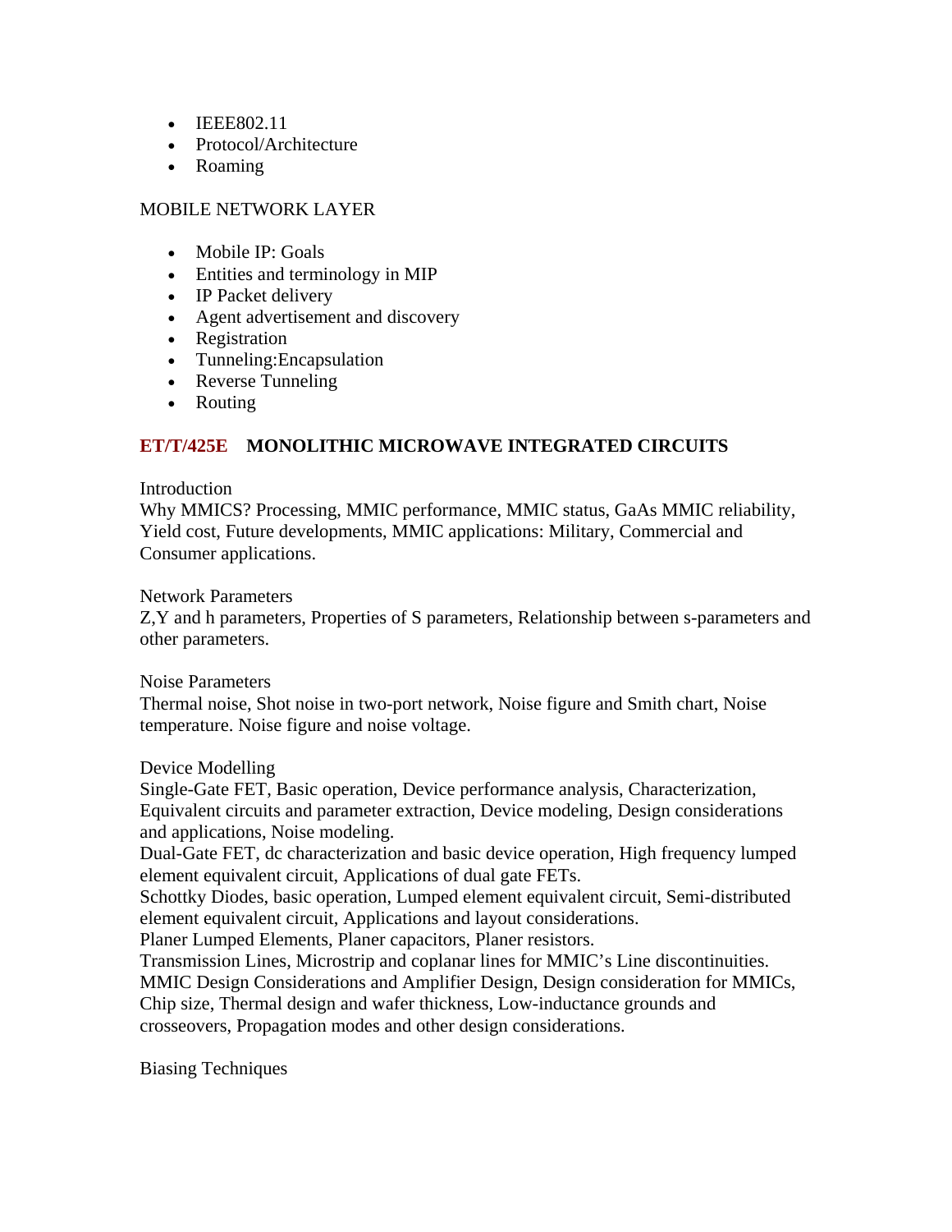- IEEE802.11
- Protocol/Architecture
- Roaming

MOBILE NETWORK LAYER

- Mobile IP: Goals
- Entities and terminology in MIP
- IP Packet delivery
- Agent advertisement and discovery
- Registration
- Tunneling:Encapsulation
- Reverse Tunneling
- Routing

## ET/T/425E MONOLITHIC MICROWAVE INTEGRATED CIRCUITS

Introduction
Why MMICS? Processing, MMIC performance, MMIC status, GaAs MMIC reliability, Yield cost, Future developments, MMIC applications: Military, Commercial and Consumer applications.

Network Parameters
Z,Y and h parameters, Properties of S parameters, Relationship between s-parameters and other parameters.

Noise Parameters
Thermal noise, Shot noise in two-port network, Noise figure and Smith chart, Noise temperature. Noise figure and noise voltage.

Device Modelling
Single-Gate FET, Basic operation, Device performance analysis, Characterization, Equivalent circuits and parameter extraction, Device modeling, Design considerations and applications, Noise modeling.
Dual-Gate FET, dc characterization and basic device operation, High frequency lumped element equivalent circuit, Applications of dual gate FETs.
Schottky Diodes, basic operation, Lumped element equivalent circuit, Semi-distributed element equivalent circuit, Applications and layout considerations.
Planer Lumped Elements, Planer capacitors, Planer resistors.
Transmission Lines, Microstrip and coplanar lines for MMIC's Line discontinuities.
MMIC Design Considerations and Amplifier Design, Design consideration for MMICs, Chip size, Thermal design and wafer thickness, Low-inductance grounds and crosseovers, Propagation modes and other design considerations.

Biasing Techniques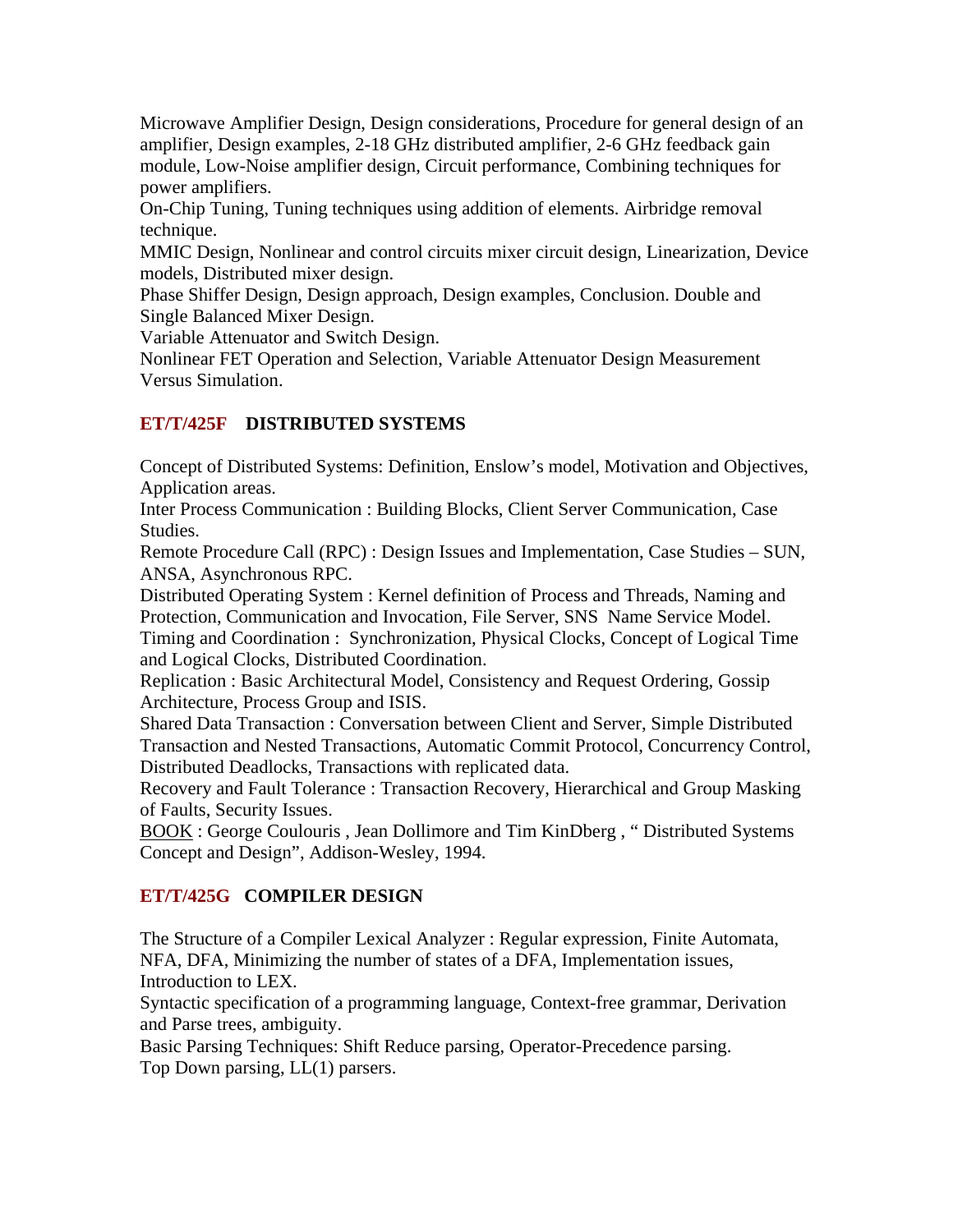Microwave Amplifier Design, Design considerations, Procedure for general design of an amplifier, Design examples, 2-18 GHz distributed amplifier, 2-6 GHz feedback gain module, Low-Noise amplifier design, Circuit performance, Combining techniques for power amplifiers.
On-Chip Tuning, Tuning techniques using addition of elements. Airbridge removal technique.
MMIC Design, Nonlinear and control circuits mixer circuit design, Linearization, Device models, Distributed mixer design.
Phase Shiffer Design, Design approach, Design examples, Conclusion. Double and Single Balanced Mixer Design.
Variable Attenuator and Switch Design.
Nonlinear FET Operation and Selection, Variable Attenuator Design Measurement Versus Simulation.

## ET/T/425F DISTRIBUTED SYSTEMS

Concept of Distributed Systems: Definition, Enslow's model, Motivation and Objectives, Application areas.
Inter Process Communication : Building Blocks, Client Server Communication, Case Studies.
Remote Procedure Call (RPC) : Design Issues and Implementation, Case Studies – SUN, ANSA, Asynchronous RPC.
Distributed Operating System : Kernel definition of Process and Threads, Naming and Protection, Communication and Invocation, File Server, SNS Name Service Model.
Timing and Coordination : Synchronization, Physical Clocks, Concept of Logical Time and Logical Clocks, Distributed Coordination.
Replication : Basic Architectural Model, Consistency and Request Ordering, Gossip Architecture, Process Group and ISIS.
Shared Data Transaction : Conversation between Client and Server, Simple Distributed Transaction and Nested Transactions, Automatic Commit Protocol, Concurrency Control, Distributed Deadlocks, Transactions with replicated data.
Recovery and Fault Tolerance : Transaction Recovery, Hierarchical and Group Masking of Faults, Security Issues.
BOOK : George Coulouris , Jean Dollimore and Tim KinDberg , " Distributed Systems Concept and Design", Addison-Wesley, 1994.

## ET/T/425G COMPILER DESIGN

The Structure of a Compiler Lexical Analyzer : Regular expression, Finite Automata, NFA, DFA, Minimizing the number of states of a DFA, Implementation issues, Introduction to LEX.
Syntactic specification of a programming language, Context-free grammar, Derivation and Parse trees, ambiguity.
Basic Parsing Techniques: Shift Reduce parsing, Operator-Precedence parsing.
Top Down parsing, LL(1) parsers.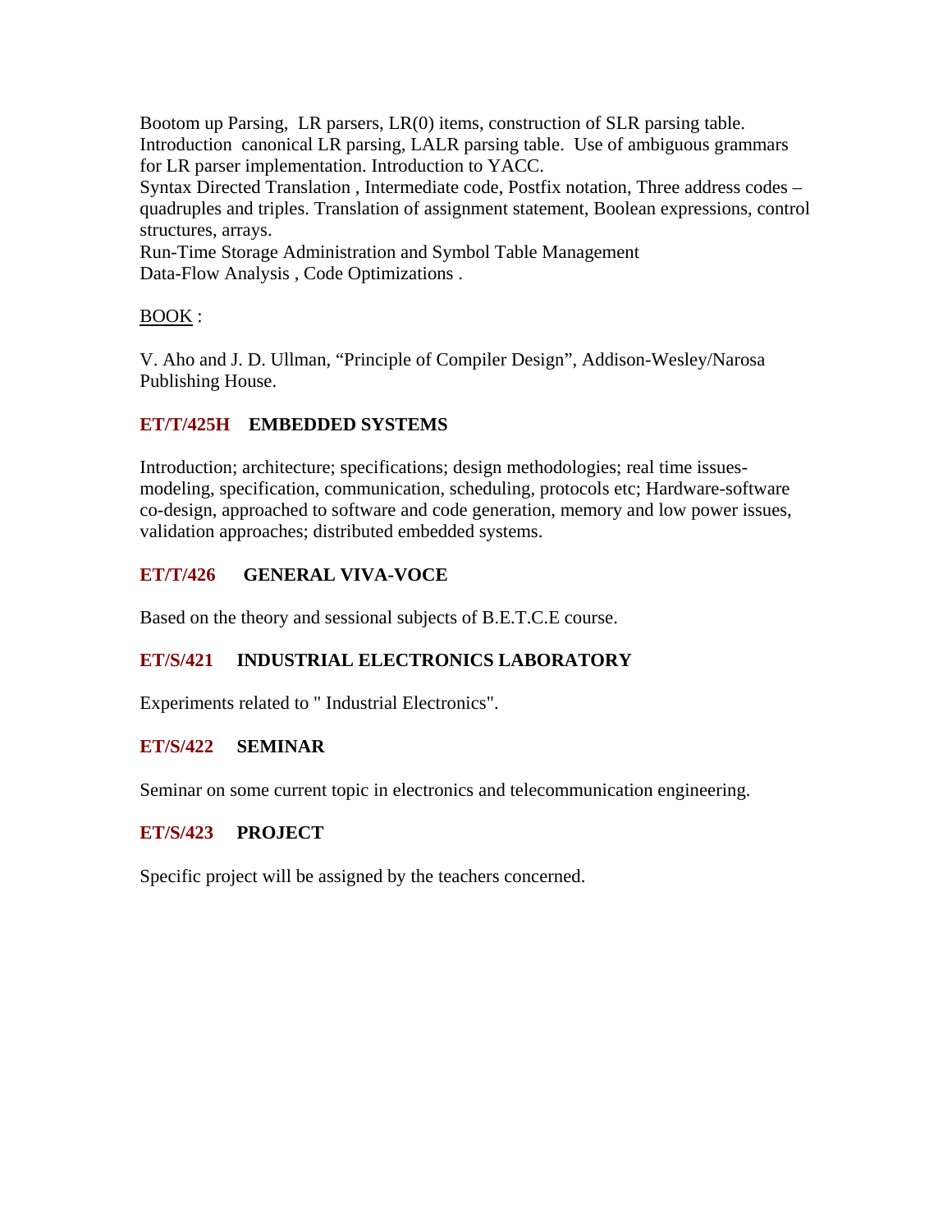Bootom up Parsing, LR parsers, LR(0) items, construction of SLR parsing table. Introduction canonical LR parsing, LALR parsing table. Use of ambiguous grammars for LR parser implementation. Introduction to YACC.
Syntax Directed Translation , Intermediate code, Postfix notation, Three address codes – quadruples and triples. Translation of assignment statement, Boolean expressions, control structures, arrays.
Run-Time Storage Administration and Symbol Table Management
Data-Flow Analysis , Code Optimizations .

BOOK :

V. Aho and J. D. Ullman, "Principle of Compiler Design", Addison-Wesley/Narosa Publishing House.

### ET/T/425H EMBEDDED SYSTEMS

Introduction; architecture; specifications; design methodologies; real time issues-modeling, specification, communication, scheduling, protocols etc; Hardware-software co-design, approached to software and code generation, memory and low power issues, validation approaches; distributed embedded systems.

### ET/T/426 GENERAL VIVA-VOCE

Based on the theory and sessional subjects of B.E.T.C.E course.

### ET/S/421 INDUSTRIAL ELECTRONICS LABORATORY

Experiments related to " Industrial Electronics".

### ET/S/422 SEMINAR

Seminar on some current topic in electronics and telecommunication engineering.

### ET/S/423 PROJECT

Specific project will be assigned by the teachers concerned.